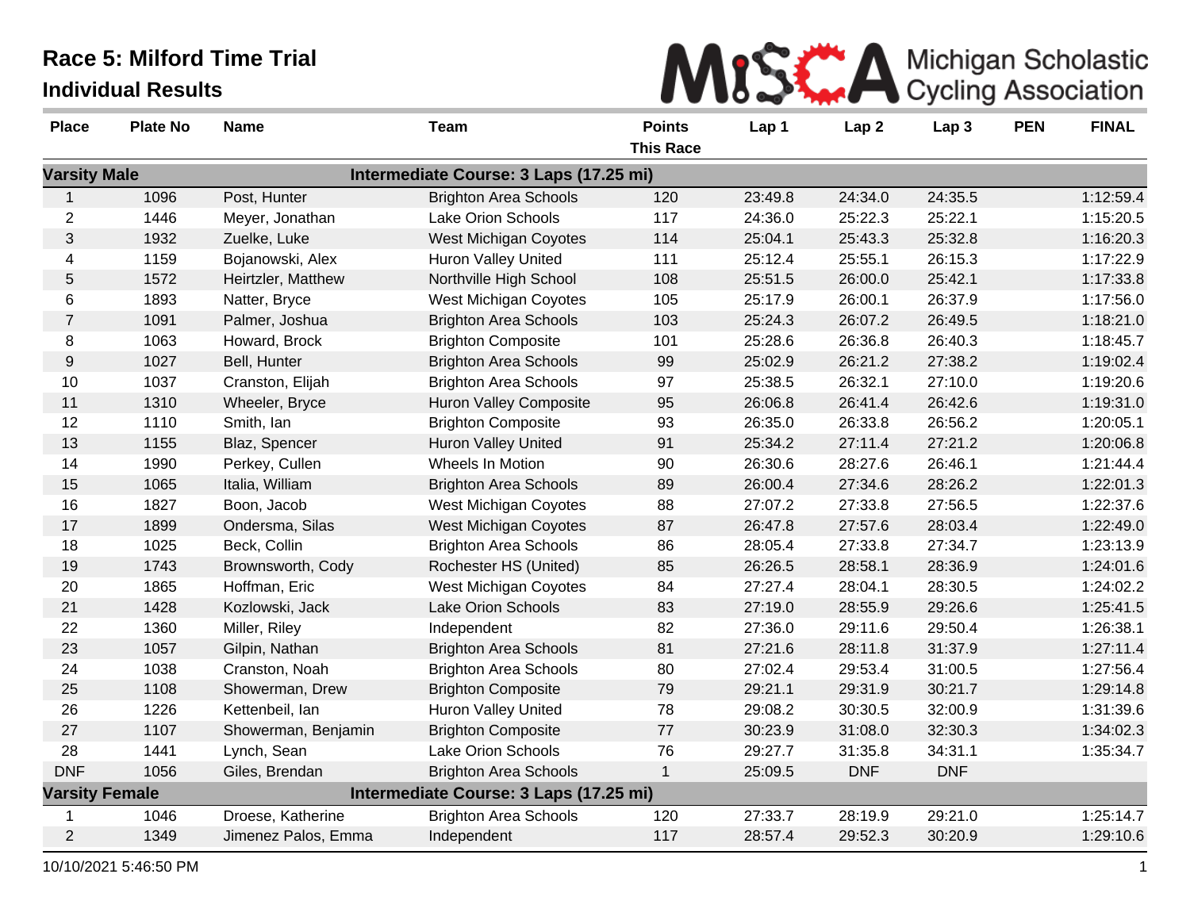# Race 5: Milford Time Trial

## Individual Results

Michigan Scholastic Cycling Association

| Place | Plate No | Name | Team | Points This Race | Lap 1 | Lap 2 | Lap 3 | PEN | FINAL |
|---|---|---|---|---|---|---|---|---|---|
| **Varsity Male** | | | **Intermediate Course: 3 Laps (17.25 mi)** | | | | | | |
| 1 | 1096 | Post, Hunter | Brighton Area Schools | 120 | 23:49.8 | 24:34.0 | 24:35.5 | | 1:12:59.4 |
| 2 | 1446 | Meyer, Jonathan | Lake Orion Schools | 117 | 24:36.0 | 25:22.3 | 25:22.1 | | 1:15:20.5 |
| 3 | 1932 | Zuelke, Luke | West Michigan Coyotes | 114 | 25:04.1 | 25:43.3 | 25:32.8 | | 1:16:20.3 |
| 4 | 1159 | Bojanowski, Alex | Huron Valley United | 111 | 25:12.4 | 25:55.1 | 26:15.3 | | 1:17:22.9 |
| 5 | 1572 | Heirtzler, Matthew | Northville High School | 108 | 25:51.5 | 26:00.0 | 25:42.1 | | 1:17:33.8 |
| 6 | 1893 | Natter, Bryce | West Michigan Coyotes | 105 | 25:17.9 | 26:00.1 | 26:37.9 | | 1:17:56.0 |
| 7 | 1091 | Palmer, Joshua | Brighton Area Schools | 103 | 25:24.3 | 26:07.2 | 26:49.5 | | 1:18:21.0 |
| 8 | 1063 | Howard, Brock | Brighton Composite | 101 | 25:28.6 | 26:36.8 | 26:40.3 | | 1:18:45.7 |
| 9 | 1027 | Bell, Hunter | Brighton Area Schools | 99 | 25:02.9 | 26:21.2 | 27:38.2 | | 1:19:02.4 |
| 10 | 1037 | Cranston, Elijah | Brighton Area Schools | 97 | 25:38.5 | 26:32.1 | 27:10.0 | | 1:19:20.6 |
| 11 | 1310 | Wheeler, Bryce | Huron Valley Composite | 95 | 26:06.8 | 26:41.4 | 26:42.6 | | 1:19:31.0 |
| 12 | 1110 | Smith, Ian | Brighton Composite | 93 | 26:35.0 | 26:33.8 | 26:56.2 | | 1:20:05.1 |
| 13 | 1155 | Blaz, Spencer | Huron Valley United | 91 | 25:34.2 | 27:11.4 | 27:21.2 | | 1:20:06.8 |
| 14 | 1990 | Perkey, Cullen | Wheels In Motion | 90 | 26:30.6 | 28:27.6 | 26:46.1 | | 1:21:44.4 |
| 15 | 1065 | Italia, William | Brighton Area Schools | 89 | 26:00.4 | 27:34.6 | 28:26.2 | | 1:22:01.3 |
| 16 | 1827 | Boon, Jacob | West Michigan Coyotes | 88 | 27:07.2 | 27:33.8 | 27:56.5 | | 1:22:37.6 |
| 17 | 1899 | Ondersma, Silas | West Michigan Coyotes | 87 | 26:47.8 | 27:57.6 | 28:03.4 | | 1:22:49.0 |
| 18 | 1025 | Beck, Collin | Brighton Area Schools | 86 | 28:05.4 | 27:33.8 | 27:34.7 | | 1:23:13.9 |
| 19 | 1743 | Brownsworth, Cody | Rochester HS (United) | 85 | 26:26.5 | 28:58.1 | 28:36.9 | | 1:24:01.6 |
| 20 | 1865 | Hoffman, Eric | West Michigan Coyotes | 84 | 27:27.4 | 28:04.1 | 28:30.5 | | 1:24:02.2 |
| 21 | 1428 | Kozlowski, Jack | Lake Orion Schools | 83 | 27:19.0 | 28:55.9 | 29:26.6 | | 1:25:41.5 |
| 22 | 1360 | Miller, Riley | Independent | 82 | 27:36.0 | 29:11.6 | 29:50.4 | | 1:26:38.1 |
| 23 | 1057 | Gilpin, Nathan | Brighton Area Schools | 81 | 27:21.6 | 28:11.8 | 31:37.9 | | 1:27:11.4 |
| 24 | 1038 | Cranston, Noah | Brighton Area Schools | 80 | 27:02.4 | 29:53.4 | 31:00.5 | | 1:27:56.4 |
| 25 | 1108 | Showerman, Drew | Brighton Composite | 79 | 29:21.1 | 29:31.9 | 30:21.7 | | 1:29:14.8 |
| 26 | 1226 | Kettenbeil, Ian | Huron Valley United | 78 | 29:08.2 | 30:30.5 | 32:00.9 | | 1:31:39.6 |
| 27 | 1107 | Showerman, Benjamin | Brighton Composite | 77 | 30:23.9 | 31:08.0 | 32:30.3 | | 1:34:02.3 |
| 28 | 1441 | Lynch, Sean | Lake Orion Schools | 76 | 29:27.7 | 31:35.8 | 34:31.1 | | 1:35:34.7 |
| DNF | 1056 | Giles, Brendan | Brighton Area Schools | 1 | 25:09.5 | DNF | DNF | | |
| **Varsity Female** | | | **Intermediate Course: 3 Laps (17.25 mi)** | | | | | | |
| 1 | 1046 | Droese, Katherine | Brighton Area Schools | 120 | 27:33.7 | 28:19.9 | 29:21.0 | | 1:25:14.7 |
| 2 | 1349 | Jimenez Palos, Emma | Independent | 117 | 28:57.4 | 29:52.3 | 30:20.9 | | 1:29:10.6 |

10/10/2021 5:46:50 PM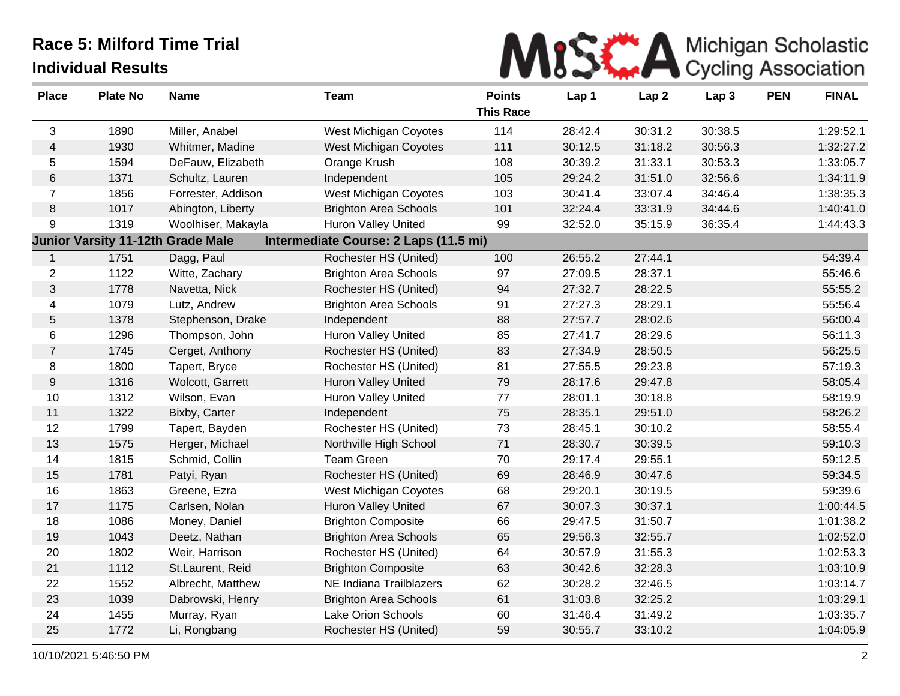# Race 5: Milford Time Trial

## Individual Results

| Place | Plate No | Name | Team | Points This Race | Lap 1 | Lap 2 | Lap 3 | PEN | FINAL |
|---|---|---|---|---|---|---|---|---|---|
| 3 | 1890 | Miller, Anabel | West Michigan Coyotes | 114 | 28:42.4 | 30:31.2 | 30:38.5 | | 1:29:52.1 |
| 4 | 1930 | Whitmer, Madine | West Michigan Coyotes | 111 | 30:12.5 | 31:18.2 | 30:56.3 | | 1:32:27.2 |
| 5 | 1594 | DeFauw, Elizabeth | Orange Krush | 108 | 30:39.2 | 31:33.1 | 30:53.3 | | 1:33:05.7 |
| 6 | 1371 | Schultz, Lauren | Independent | 105 | 29:24.2 | 31:51.0 | 32:56.6 | | 1:34:11.9 |
| 7 | 1856 | Forrester, Addison | West Michigan Coyotes | 103 | 30:41.4 | 33:07.4 | 34:46.4 | | 1:38:35.3 |
| 8 | 1017 | Abington, Liberty | Brighton Area Schools | 101 | 32:24.4 | 33:31.9 | 34:44.6 | | 1:40:41.0 |
| 9 | 1319 | Woolhiser, Makayla | Huron Valley United | 99 | 32:52.0 | 35:15.9 | 36:35.4 | | 1:44:43.3 |
| **Junior Varsity 11-12th Grade Male** | | | **Intermediate Course: 2 Laps (11.5 mi)** | | | | | | |
| 1 | 1751 | Dagg, Paul | Rochester HS (United) | 100 | 26:55.2 | 27:44.1 | | | 54:39.4 |
| 2 | 1122 | Witte, Zachary | Brighton Area Schools | 97 | 27:09.5 | 28:37.1 | | | 55:46.6 |
| 3 | 1778 | Navetta, Nick | Rochester HS (United) | 94 | 27:32.7 | 28:22.5 | | | 55:55.2 |
| 4 | 1079 | Lutz, Andrew | Brighton Area Schools | 91 | 27:27.3 | 28:29.1 | | | 55:56.4 |
| 5 | 1378 | Stephenson, Drake | Independent | 88 | 27:57.7 | 28:02.6 | | | 56:00.4 |
| 6 | 1296 | Thompson, John | Huron Valley United | 85 | 27:41.7 | 28:29.6 | | | 56:11.3 |
| 7 | 1745 | Cerget, Anthony | Rochester HS (United) | 83 | 27:34.9 | 28:50.5 | | | 56:25.5 |
| 8 | 1800 | Tapert, Bryce | Rochester HS (United) | 81 | 27:55.5 | 29:23.8 | | | 57:19.3 |
| 9 | 1316 | Wolcott, Garrett | Huron Valley United | 79 | 28:17.6 | 29:47.8 | | | 58:05.4 |
| 10 | 1312 | Wilson, Evan | Huron Valley United | 77 | 28:01.1 | 30:18.8 | | | 58:19.9 |
| 11 | 1322 | Bixby, Carter | Independent | 75 | 28:35.1 | 29:51.0 | | | 58:26.2 |
| 12 | 1799 | Tapert, Bayden | Rochester HS (United) | 73 | 28:45.1 | 30:10.2 | | | 58:55.4 |
| 13 | 1575 | Herger, Michael | Northville High School | 71 | 28:30.7 | 30:39.5 | | | 59:10.3 |
| 14 | 1815 | Schmid, Collin | Team Green | 70 | 29:17.4 | 29:55.1 | | | 59:12.5 |
| 15 | 1781 | Patyi, Ryan | Rochester HS (United) | 69 | 28:46.9 | 30:47.6 | | | 59:34.5 |
| 16 | 1863 | Greene, Ezra | West Michigan Coyotes | 68 | 29:20.1 | 30:19.5 | | | 59:39.6 |
| 17 | 1175 | Carlsen, Nolan | Huron Valley United | 67 | 30:07.3 | 30:37.1 | | | 1:00:44.5 |
| 18 | 1086 | Money, Daniel | Brighton Composite | 66 | 29:47.5 | 31:50.7 | | | 1:01:38.2 |
| 19 | 1043 | Deetz, Nathan | Brighton Area Schools | 65 | 29:56.3 | 32:55.7 | | | 1:02:52.0 |
| 20 | 1802 | Weir, Harrison | Rochester HS (United) | 64 | 30:57.9 | 31:55.3 | | | 1:02:53.3 |
| 21 | 1112 | St.Laurent, Reid | Brighton Composite | 63 | 30:42.6 | 32:28.3 | | | 1:03:10.9 |
| 22 | 1552 | Albrecht, Matthew | NE Indiana Trailblazers | 62 | 30:28.2 | 32:46.5 | | | 1:03:14.7 |
| 23 | 1039 | Dabrowski, Henry | Brighton Area Schools | 61 | 31:03.8 | 32:25.2 | | | 1:03:29.1 |
| 24 | 1455 | Murray, Ryan | Lake Orion Schools | 60 | 31:46.4 | 31:49.2 | | | 1:03:35.7 |
| 25 | 1772 | Li, Rongbang | Rochester HS (United) | 59 | 30:55.7 | 33:10.2 | | | 1:04:05.9 |

10/10/2021 5:46:50 PM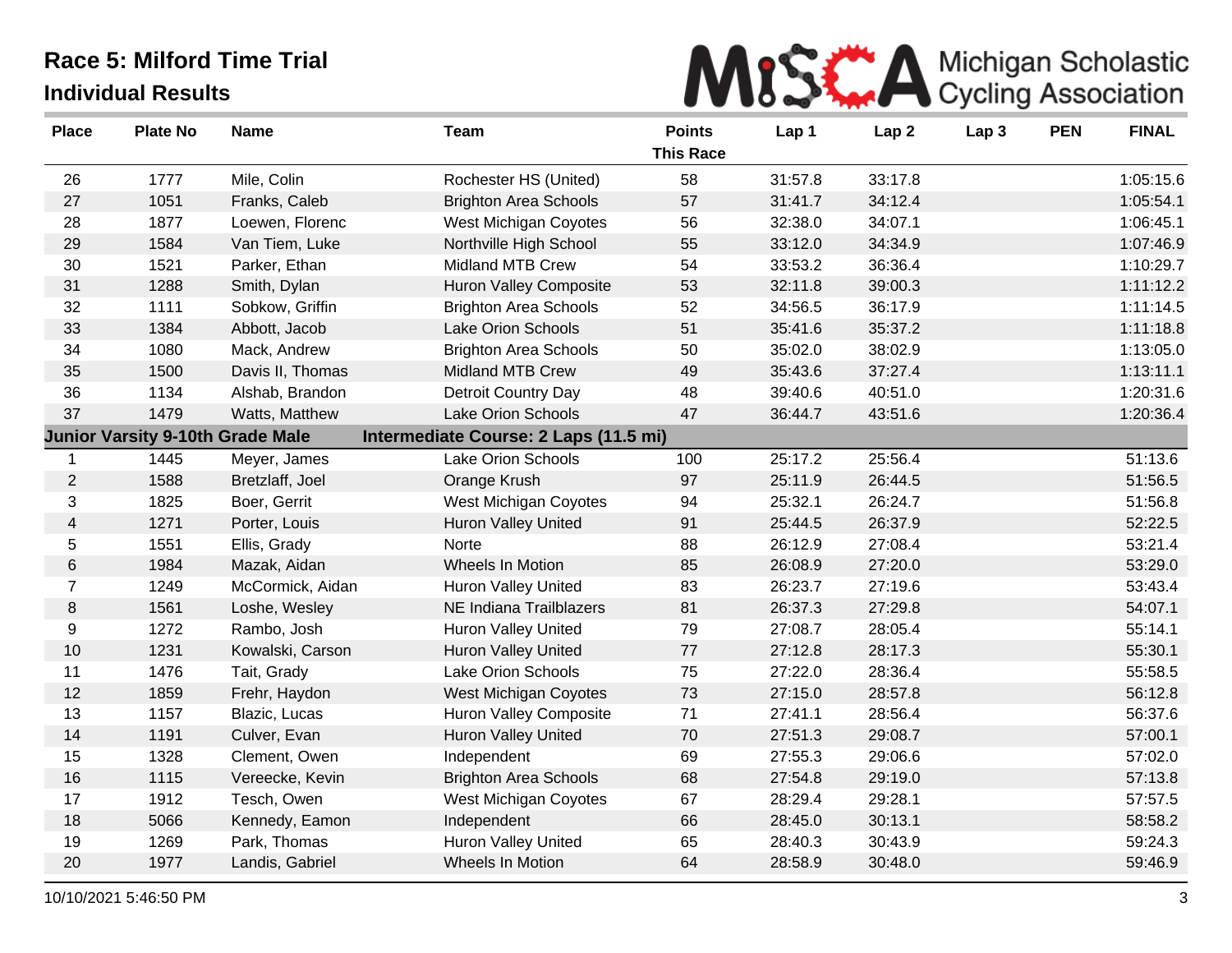# Race 5: Milford Time Trial

## Individual Results

Michigan Scholastic Cycling Association

| Place | Plate No | Name | Team | Points This Race | Lap 1 | Lap 2 | Lap 3 | PEN | FINAL |
|---|---|---|---|---|---|---|---|---|---|
| 26 | 1777 | Mile, Colin | Rochester HS (United) | 58 | 31:57.8 | 33:17.8 | | | 1:05:15.6 |
| 27 | 1051 | Franks, Caleb | Brighton Area Schools | 57 | 31:41.7 | 34:12.4 | | | 1:05:54.1 |
| 28 | 1877 | Loewen, Florenc | West Michigan Coyotes | 56 | 32:38.0 | 34:07.1 | | | 1:06:45.1 |
| 29 | 1584 | Van Tiem, Luke | Northville High School | 55 | 33:12.0 | 34:34.9 | | | 1:07:46.9 |
| 30 | 1521 | Parker, Ethan | Midland MTB Crew | 54 | 33:53.2 | 36:36.4 | | | 1:10:29.7 |
| 31 | 1288 | Smith, Dylan | Huron Valley Composite | 53 | 32:11.8 | 39:00.3 | | | 1:11:12.2 |
| 32 | 1111 | Sobkow, Griffin | Brighton Area Schools | 52 | 34:56.5 | 36:17.9 | | | 1:11:14.5 |
| 33 | 1384 | Abbott, Jacob | Lake Orion Schools | 51 | 35:41.6 | 35:37.2 | | | 1:11:18.8 |
| 34 | 1080 | Mack, Andrew | Brighton Area Schools | 50 | 35:02.0 | 38:02.9 | | | 1:13:05.0 |
| 35 | 1500 | Davis II, Thomas | Midland MTB Crew | 49 | 35:43.6 | 37:27.4 | | | 1:13:11.1 |
| 36 | 1134 | Alshab, Brandon | Detroit Country Day | 48 | 39:40.6 | 40:51.0 | | | 1:20:31.6 |
| 37 | 1479 | Watts, Matthew | Lake Orion Schools | 47 | 36:44.7 | 43:51.6 | | | 1:20:36.4 |
| **Junior Varsity 9-10th Grade Male** | | | **Intermediate Course: 2 Laps (11.5 mi)** | | | | | | |
| 1 | 1445 | Meyer, James | Lake Orion Schools | 100 | 25:17.2 | 25:56.4 | | | 51:13.6 |
| 2 | 1588 | Bretzlaff, Joel | Orange Krush | 97 | 25:11.9 | 26:44.5 | | | 51:56.5 |
| 3 | 1825 | Boer, Gerrit | West Michigan Coyotes | 94 | 25:32.1 | 26:24.7 | | | 51:56.8 |
| 4 | 1271 | Porter, Louis | Huron Valley United | 91 | 25:44.5 | 26:37.9 | | | 52:22.5 |
| 5 | 1551 | Ellis, Grady | Norte | 88 | 26:12.9 | 27:08.4 | | | 53:21.4 |
| 6 | 1984 | Mazak, Aidan | Wheels In Motion | 85 | 26:08.9 | 27:20.0 | | | 53:29.0 |
| 7 | 1249 | McCormick, Aidan | Huron Valley United | 83 | 26:23.7 | 27:19.6 | | | 53:43.4 |
| 8 | 1561 | Loshe, Wesley | NE Indiana Trailblazers | 81 | 26:37.3 | 27:29.8 | | | 54:07.1 |
| 9 | 1272 | Rambo, Josh | Huron Valley United | 79 | 27:08.7 | 28:05.4 | | | 55:14.1 |
| 10 | 1231 | Kowalski, Carson | Huron Valley United | 77 | 27:12.8 | 28:17.3 | | | 55:30.1 |
| 11 | 1476 | Tait, Grady | Lake Orion Schools | 75 | 27:22.0 | 28:36.4 | | | 55:58.5 |
| 12 | 1859 | Frehr, Haydon | West Michigan Coyotes | 73 | 27:15.0 | 28:57.8 | | | 56:12.8 |
| 13 | 1157 | Blazic, Lucas | Huron Valley Composite | 71 | 27:41.1 | 28:56.4 | | | 56:37.6 |
| 14 | 1191 | Culver, Evan | Huron Valley United | 70 | 27:51.3 | 29:08.7 | | | 57:00.1 |
| 15 | 1328 | Clement, Owen | Independent | 69 | 27:55.3 | 29:06.6 | | | 57:02.0 |
| 16 | 1115 | Vereecke, Kevin | Brighton Area Schools | 68 | 27:54.8 | 29:19.0 | | | 57:13.8 |
| 17 | 1912 | Tesch, Owen | West Michigan Coyotes | 67 | 28:29.4 | 29:28.1 | | | 57:57.5 |
| 18 | 5066 | Kennedy, Eamon | Independent | 66 | 28:45.0 | 30:13.1 | | | 58:58.2 |
| 19 | 1269 | Park, Thomas | Huron Valley United | 65 | 28:40.3 | 30:43.9 | | | 59:24.3 |
| 20 | 1977 | Landis, Gabriel | Wheels In Motion | 64 | 28:58.9 | 30:48.0 | | | 59:46.9 |

10/10/2021 5:46:50 PM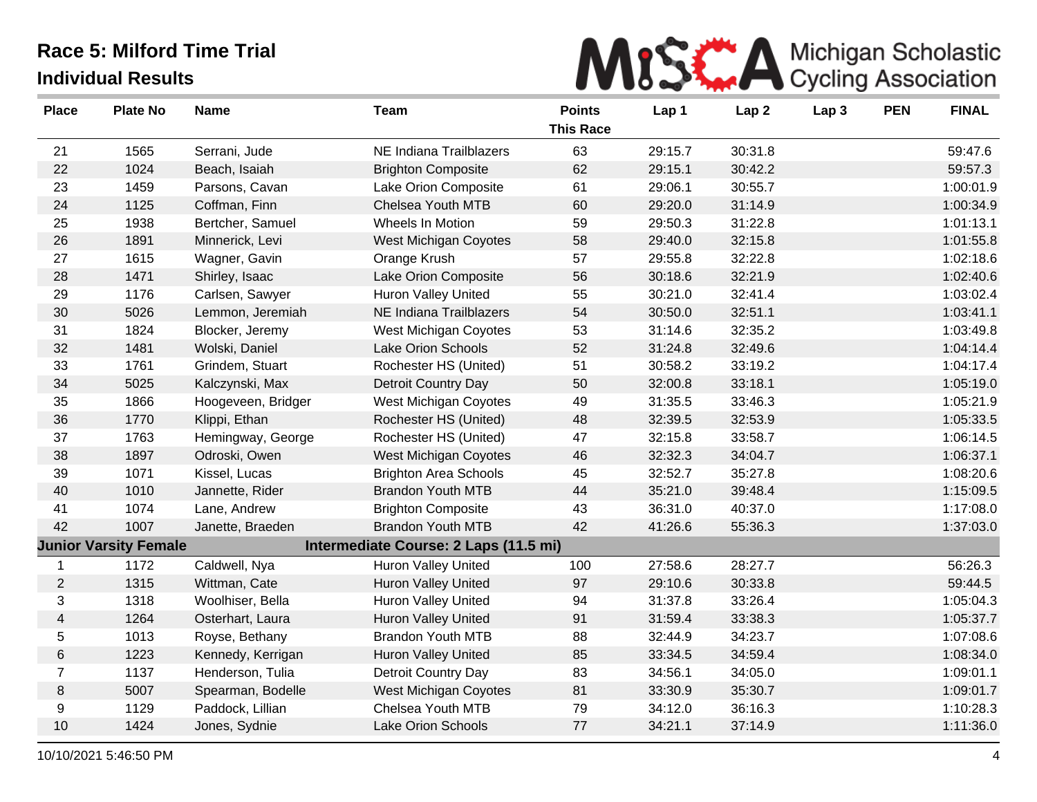# Race 5: Milford Time Trial

## Individual Results

Michigan Scholastic Cycling Association

| Place | Plate No | Name | Team | Points This Race | Lap 1 | Lap 2 | Lap 3 | PEN | FINAL |
|---|---|---|---|---|---|---|---|---|---|
| 21 | 1565 | Serrani, Jude | NE Indiana Trailblazers | 63 | 29:15.7 | 30:31.8 | | | 59:47.6 |
| 22 | 1024 | Beach, Isaiah | Brighton Composite | 62 | 29:15.1 | 30:42.2 | | | 59:57.3 |
| 23 | 1459 | Parsons, Cavan | Lake Orion Composite | 61 | 29:06.1 | 30:55.7 | | | 1:00:01.9 |
| 24 | 1125 | Coffman, Finn | Chelsea Youth MTB | 60 | 29:20.0 | 31:14.9 | | | 1:00:34.9 |
| 25 | 1938 | Bertcher, Samuel | Wheels In Motion | 59 | 29:50.3 | 31:22.8 | | | 1:01:13.1 |
| 26 | 1891 | Minnerick, Levi | West Michigan Coyotes | 58 | 29:40.0 | 32:15.8 | | | 1:01:55.8 |
| 27 | 1615 | Wagner, Gavin | Orange Krush | 57 | 29:55.8 | 32:22.8 | | | 1:02:18.6 |
| 28 | 1471 | Shirley, Isaac | Lake Orion Composite | 56 | 30:18.6 | 32:21.9 | | | 1:02:40.6 |
| 29 | 1176 | Carlsen, Sawyer | Huron Valley United | 55 | 30:21.0 | 32:41.4 | | | 1:03:02.4 |
| 30 | 5026 | Lemmon, Jeremiah | NE Indiana Trailblazers | 54 | 30:50.0 | 32:51.1 | | | 1:03:41.1 |
| 31 | 1824 | Blocker, Jeremy | West Michigan Coyotes | 53 | 31:14.6 | 32:35.2 | | | 1:03:49.8 |
| 32 | 1481 | Wolski, Daniel | Lake Orion Schools | 52 | 31:24.8 | 32:49.6 | | | 1:04:14.4 |
| 33 | 1761 | Grindem, Stuart | Rochester HS (United) | 51 | 30:58.2 | 33:19.2 | | | 1:04:17.4 |
| 34 | 5025 | Kalczynski, Max | Detroit Country Day | 50 | 32:00.8 | 33:18.1 | | | 1:05:19.0 |
| 35 | 1866 | Hoogeveen, Bridger | West Michigan Coyotes | 49 | 31:35.5 | 33:46.3 | | | 1:05:21.9 |
| 36 | 1770 | Klippi, Ethan | Rochester HS (United) | 48 | 32:39.5 | 32:53.9 | | | 1:05:33.5 |
| 37 | 1763 | Hemingway, George | Rochester HS (United) | 47 | 32:15.8 | 33:58.7 | | | 1:06:14.5 |
| 38 | 1897 | Odroski, Owen | West Michigan Coyotes | 46 | 32:32.3 | 34:04.7 | | | 1:06:37.1 |
| 39 | 1071 | Kissel, Lucas | Brighton Area Schools | 45 | 32:52.7 | 35:27.8 | | | 1:08:20.6 |
| 40 | 1010 | Jannette, Rider | Brandon Youth MTB | 44 | 35:21.0 | 39:48.4 | | | 1:15:09.5 |
| 41 | 1074 | Lane, Andrew | Brighton Composite | 43 | 36:31.0 | 40:37.0 | | | 1:17:08.0 |
| 42 | 1007 | Janette, Braeden | Brandon Youth MTB | 42 | 41:26.6 | 55:36.3 | | | 1:37:03.0 |
| **Junior Varsity Female** | | | **Intermediate Course: 2 Laps (11.5 mi)** | | | | | | |
| 1 | 1172 | Caldwell, Nya | Huron Valley United | 100 | 27:58.6 | 28:27.7 | | | 56:26.3 |
| 2 | 1315 | Wittman, Cate | Huron Valley United | 97 | 29:10.6 | 30:33.8 | | | 59:44.5 |
| 3 | 1318 | Woolhiser, Bella | Huron Valley United | 94 | 31:37.8 | 33:26.4 | | | 1:05:04.3 |
| 4 | 1264 | Osterhart, Laura | Huron Valley United | 91 | 31:59.4 | 33:38.3 | | | 1:05:37.7 |
| 5 | 1013 | Royse, Bethany | Brandon Youth MTB | 88 | 32:44.9 | 34:23.7 | | | 1:07:08.6 |
| 6 | 1223 | Kennedy, Kerrigan | Huron Valley United | 85 | 33:34.5 | 34:59.4 | | | 1:08:34.0 |
| 7 | 1137 | Henderson, Tulia | Detroit Country Day | 83 | 34:56.1 | 34:05.0 | | | 1:09:01.1 |
| 8 | 5007 | Spearman, Bodelle | West Michigan Coyotes | 81 | 33:30.9 | 35:30.7 | | | 1:09:01.7 |
| 9 | 1129 | Paddock, Lillian | Chelsea Youth MTB | 79 | 34:12.0 | 36:16.3 | | | 1:10:28.3 |
| 10 | 1424 | Jones, Sydnie | Lake Orion Schools | 77 | 34:21.1 | 37:14.9 | | | 1:11:36.0 |

10/10/2021 5:46:50 PM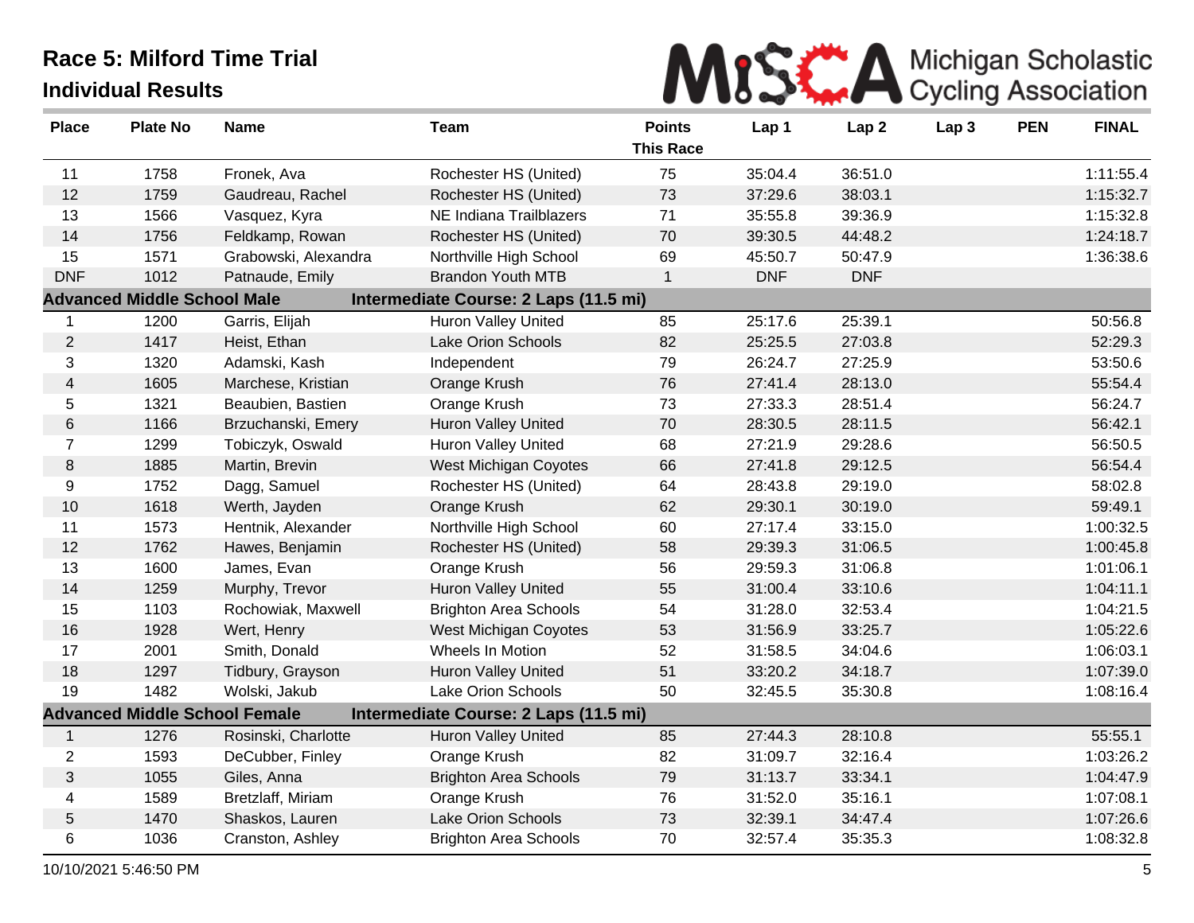# Race 5: Milford Time Trial

## Individual Results

| Place | Plate No | Name | Team | Points This Race | Lap 1 | Lap 2 | Lap 3 | PEN | FINAL |
|---|---|---|---|---|---|---|---|---|---|
| 11 | 1758 | Fronek, Ava | Rochester HS (United) | 75 | 35:04.4 | 36:51.0 | | | 1:11:55.4 |
| 12 | 1759 | Gaudreau, Rachel | Rochester HS (United) | 73 | 37:29.6 | 38:03.1 | | | 1:15:32.7 |
| 13 | 1566 | Vasquez, Kyra | NE Indiana Trailblazers | 71 | 35:55.8 | 39:36.9 | | | 1:15:32.8 |
| 14 | 1756 | Feldkamp, Rowan | Rochester HS (United) | 70 | 39:30.5 | 44:48.2 | | | 1:24:18.7 |
| 15 | 1571 | Grabowski, Alexandra | Northville High School | 69 | 45:50.7 | 50:47.9 | | | 1:36:38.6 |
| DNF | 1012 | Patnaude, Emily | Brandon Youth MTB | 1 | DNF | DNF | | | |
| **Advanced Middle School Male** | | | **Intermediate Course: 2 Laps (11.5 mi)** | | | | | | |
| 1 | 1200 | Garris, Elijah | Huron Valley United | 85 | 25:17.6 | 25:39.1 | | | 50:56.8 |
| 2 | 1417 | Heist, Ethan | Lake Orion Schools | 82 | 25:25.5 | 27:03.8 | | | 52:29.3 |
| 3 | 1320 | Adamski, Kash | Independent | 79 | 26:24.7 | 27:25.9 | | | 53:50.6 |
| 4 | 1605 | Marchese, Kristian | Orange Krush | 76 | 27:41.4 | 28:13.0 | | | 55:54.4 |
| 5 | 1321 | Beaubien, Bastien | Orange Krush | 73 | 27:33.3 | 28:51.4 | | | 56:24.7 |
| 6 | 1166 | Brzuchanski, Emery | Huron Valley United | 70 | 28:30.5 | 28:11.5 | | | 56:42.1 |
| 7 | 1299 | Tobiczyk, Oswald | Huron Valley United | 68 | 27:21.9 | 29:28.6 | | | 56:50.5 |
| 8 | 1885 | Martin, Brevin | West Michigan Coyotes | 66 | 27:41.8 | 29:12.5 | | | 56:54.4 |
| 9 | 1752 | Dagg, Samuel | Rochester HS (United) | 64 | 28:43.8 | 29:19.0 | | | 58:02.8 |
| 10 | 1618 | Werth, Jayden | Orange Krush | 62 | 29:30.1 | 30:19.0 | | | 59:49.1 |
| 11 | 1573 | Hentnik, Alexander | Northville High School | 60 | 27:17.4 | 33:15.0 | | | 1:00:32.5 |
| 12 | 1762 | Hawes, Benjamin | Rochester HS (United) | 58 | 29:39.3 | 31:06.5 | | | 1:00:45.8 |
| 13 | 1600 | James, Evan | Orange Krush | 56 | 29:59.3 | 31:06.8 | | | 1:01:06.1 |
| 14 | 1259 | Murphy, Trevor | Huron Valley United | 55 | 31:00.4 | 33:10.6 | | | 1:04:11.1 |
| 15 | 1103 | Rochowiak, Maxwell | Brighton Area Schools | 54 | 31:28.0 | 32:53.4 | | | 1:04:21.5 |
| 16 | 1928 | Wert, Henry | West Michigan Coyotes | 53 | 31:56.9 | 33:25.7 | | | 1:05:22.6 |
| 17 | 2001 | Smith, Donald | Wheels In Motion | 52 | 31:58.5 | 34:04.6 | | | 1:06:03.1 |
| 18 | 1297 | Tidbury, Grayson | Huron Valley United | 51 | 33:20.2 | 34:18.7 | | | 1:07:39.0 |
| 19 | 1482 | Wolski, Jakub | Lake Orion Schools | 50 | 32:45.5 | 35:30.8 | | | 1:08:16.4 |
| **Advanced Middle School Female** | | | **Intermediate Course: 2 Laps (11.5 mi)** | | | | | | |
| 1 | 1276 | Rosinski, Charlotte | Huron Valley United | 85 | 27:44.3 | 28:10.8 | | | 55:55.1 |
| 2 | 1593 | DeCubber, Finley | Orange Krush | 82 | 31:09.7 | 32:16.4 | | | 1:03:26.2 |
| 3 | 1055 | Giles, Anna | Brighton Area Schools | 79 | 31:13.7 | 33:34.1 | | | 1:04:47.9 |
| 4 | 1589 | Bretzlaff, Miriam | Orange Krush | 76 | 31:52.0 | 35:16.1 | | | 1:07:08.1 |
| 5 | 1470 | Shaskos, Lauren | Lake Orion Schools | 73 | 32:39.1 | 34:47.4 | | | 1:07:26.6 |
| 6 | 1036 | Cranston, Ashley | Brighton Area Schools | 70 | 32:57.4 | 35:35.3 | | | 1:08:32.8 |

10/10/2021 5:46:50 PM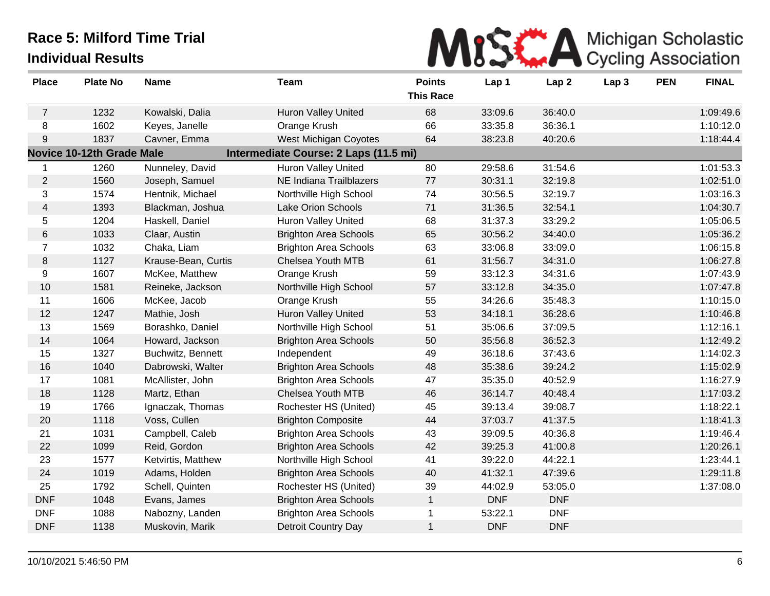# Race 5: Milford Time Trial

## Individual Results

| Place | Plate No | Name | Team | Points This Race | Lap 1 | Lap 2 | Lap 3 | PEN | FINAL |
|---|---|---|---|---|---|---|---|---|---|
| 7 | 1232 | Kowalski, Dalia | Huron Valley United | 68 | 33:09.6 | 36:40.0 | | | 1:09:49.6 |
| 8 | 1602 | Keyes, Janelle | Orange Krush | 66 | 33:35.8 | 36:36.1 | | | 1:10:12.0 |
| 9 | 1837 | Cavner, Emma | West Michigan Coyotes | 64 | 38:23.8 | 40:20.6 | | | 1:18:44.4 |
| **Novice 10-12th Grade Male** | | | **Intermediate Course: 2 Laps (11.5 mi)** | | | | | | |
| 1 | 1260 | Nunneley, David | Huron Valley United | 80 | 29:58.6 | 31:54.6 | | | 1:01:53.3 |
| 2 | 1560 | Joseph, Samuel | NE Indiana Trailblazers | 77 | 30:31.1 | 32:19.8 | | | 1:02:51.0 |
| 3 | 1574 | Hentnik, Michael | Northville High School | 74 | 30:56.5 | 32:19.7 | | | 1:03:16.3 |
| 4 | 1393 | Blackman, Joshua | Lake Orion Schools | 71 | 31:36.5 | 32:54.1 | | | 1:04:30.7 |
| 5 | 1204 | Haskell, Daniel | Huron Valley United | 68 | 31:37.3 | 33:29.2 | | | 1:05:06.5 |
| 6 | 1033 | Claar, Austin | Brighton Area Schools | 65 | 30:56.2 | 34:40.0 | | | 1:05:36.2 |
| 7 | 1032 | Chaka, Liam | Brighton Area Schools | 63 | 33:06.8 | 33:09.0 | | | 1:06:15.8 |
| 8 | 1127 | Krause-Bean, Curtis | Chelsea Youth MTB | 61 | 31:56.7 | 34:31.0 | | | 1:06:27.8 |
| 9 | 1607 | McKee, Matthew | Orange Krush | 59 | 33:12.3 | 34:31.6 | | | 1:07:43.9 |
| 10 | 1581 | Reineke, Jackson | Northville High School | 57 | 33:12.8 | 34:35.0 | | | 1:07:47.8 |
| 11 | 1606 | McKee, Jacob | Orange Krush | 55 | 34:26.6 | 35:48.3 | | | 1:10:15.0 |
| 12 | 1247 | Mathie, Josh | Huron Valley United | 53 | 34:18.1 | 36:28.6 | | | 1:10:46.8 |
| 13 | 1569 | Borashko, Daniel | Northville High School | 51 | 35:06.6 | 37:09.5 | | | 1:12:16.1 |
| 14 | 1064 | Howard, Jackson | Brighton Area Schools | 50 | 35:56.8 | 36:52.3 | | | 1:12:49.2 |
| 15 | 1327 | Buchwitz, Bennett | Independent | 49 | 36:18.6 | 37:43.6 | | | 1:14:02.3 |
| 16 | 1040 | Dabrowski, Walter | Brighton Area Schools | 48 | 35:38.6 | 39:24.2 | | | 1:15:02.9 |
| 17 | 1081 | McAllister, John | Brighton Area Schools | 47 | 35:35.0 | 40:52.9 | | | 1:16:27.9 |
| 18 | 1128 | Martz, Ethan | Chelsea Youth MTB | 46 | 36:14.7 | 40:48.4 | | | 1:17:03.2 |
| 19 | 1766 | Ignaczak, Thomas | Rochester HS (United) | 45 | 39:13.4 | 39:08.7 | | | 1:18:22.1 |
| 20 | 1118 | Voss, Cullen | Brighton Composite | 44 | 37:03.7 | 41:37.5 | | | 1:18:41.3 |
| 21 | 1031 | Campbell, Caleb | Brighton Area Schools | 43 | 39:09.5 | 40:36.8 | | | 1:19:46.4 |
| 22 | 1099 | Reid, Gordon | Brighton Area Schools | 42 | 39:25.3 | 41:00.8 | | | 1:20:26.1 |
| 23 | 1577 | Ketvirtis, Matthew | Northville High School | 41 | 39:22.0 | 44:22.1 | | | 1:23:44.1 |
| 24 | 1019 | Adams, Holden | Brighton Area Schools | 40 | 41:32.1 | 47:39.6 | | | 1:29:11.8 |
| 25 | 1792 | Schell, Quinten | Rochester HS (United) | 39 | 44:02.9 | 53:05.0 | | | 1:37:08.0 |
| DNF | 1048 | Evans, James | Brighton Area Schools | 1 | DNF | DNF | | | |
| DNF | 1088 | Nabozny, Landen | Brighton Area Schools | 1 | 53:22.1 | DNF | | | |
| DNF | 1138 | Muskovin, Marik | Detroit Country Day | 1 | DNF | DNF | | | |

10/10/2021 5:46:50 PM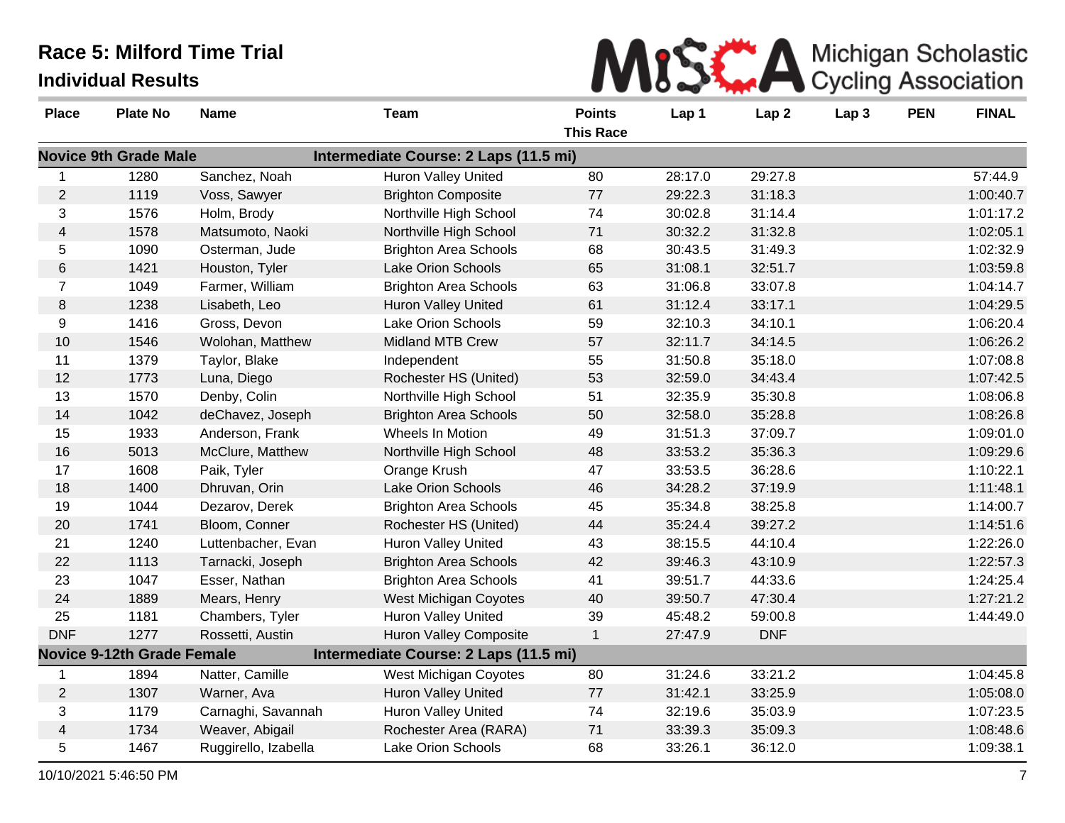# Race 5: Milford Time Trial

## Individual Results

MiSCA Michigan Scholastic Cycling Association

| Place | Plate No | Name | Team | Points This Race | Lap 1 | Lap 2 | Lap 3 | PEN | FINAL |
|---|---|---|---|---|---|---|---|---|---|
| **Novice 9th Grade Male** | | | **Intermediate Course: 2 Laps (11.5 mi)** | | | | | | |
| 1 | 1280 | Sanchez, Noah | Huron Valley United | 80 | 28:17.0 | 29:27.8 | | | 57:44.9 |
| 2 | 1119 | Voss, Sawyer | Brighton Composite | 77 | 29:22.3 | 31:18.3 | | | 1:00:40.7 |
| 3 | 1576 | Holm, Brody | Northville High School | 74 | 30:02.8 | 31:14.4 | | | 1:01:17.2 |
| 4 | 1578 | Matsumoto, Naoki | Northville High School | 71 | 30:32.2 | 31:32.8 | | | 1:02:05.1 |
| 5 | 1090 | Osterman, Jude | Brighton Area Schools | 68 | 30:43.5 | 31:49.3 | | | 1:02:32.9 |
| 6 | 1421 | Houston, Tyler | Lake Orion Schools | 65 | 31:08.1 | 32:51.7 | | | 1:03:59.8 |
| 7 | 1049 | Farmer, William | Brighton Area Schools | 63 | 31:06.8 | 33:07.8 | | | 1:04:14.7 |
| 8 | 1238 | Lisabeth, Leo | Huron Valley United | 61 | 31:12.4 | 33:17.1 | | | 1:04:29.5 |
| 9 | 1416 | Gross, Devon | Lake Orion Schools | 59 | 32:10.3 | 34:10.1 | | | 1:06:20.4 |
| 10 | 1546 | Wolohan, Matthew | Midland MTB Crew | 57 | 32:11.7 | 34:14.5 | | | 1:06:26.2 |
| 11 | 1379 | Taylor, Blake | Independent | 55 | 31:50.8 | 35:18.0 | | | 1:07:08.8 |
| 12 | 1773 | Luna, Diego | Rochester HS (United) | 53 | 32:59.0 | 34:43.4 | | | 1:07:42.5 |
| 13 | 1570 | Denby, Colin | Northville High School | 51 | 32:35.9 | 35:30.8 | | | 1:08:06.8 |
| 14 | 1042 | deChavez, Joseph | Brighton Area Schools | 50 | 32:58.0 | 35:28.8 | | | 1:08:26.8 |
| 15 | 1933 | Anderson, Frank | Wheels In Motion | 49 | 31:51.3 | 37:09.7 | | | 1:09:01.0 |
| 16 | 5013 | McClure, Matthew | Northville High School | 48 | 33:53.2 | 35:36.3 | | | 1:09:29.6 |
| 17 | 1608 | Paik, Tyler | Orange Krush | 47 | 33:53.5 | 36:28.6 | | | 1:10:22.1 |
| 18 | 1400 | Dhruvan, Orin | Lake Orion Schools | 46 | 34:28.2 | 37:19.9 | | | 1:11:48.1 |
| 19 | 1044 | Dezarov, Derek | Brighton Area Schools | 45 | 35:34.8 | 38:25.8 | | | 1:14:00.7 |
| 20 | 1741 | Bloom, Conner | Rochester HS (United) | 44 | 35:24.4 | 39:27.2 | | | 1:14:51.6 |
| 21 | 1240 | Luttenbacher, Evan | Huron Valley United | 43 | 38:15.5 | 44:10.4 | | | 1:22:26.0 |
| 22 | 1113 | Tarnacki, Joseph | Brighton Area Schools | 42 | 39:46.3 | 43:10.9 | | | 1:22:57.3 |
| 23 | 1047 | Esser, Nathan | Brighton Area Schools | 41 | 39:51.7 | 44:33.6 | | | 1:24:25.4 |
| 24 | 1889 | Mears, Henry | West Michigan Coyotes | 40 | 39:50.7 | 47:30.4 | | | 1:27:21.2 |
| 25 | 1181 | Chambers, Tyler | Huron Valley United | 39 | 45:48.2 | 59:00.8 | | | 1:44:49.0 |
| DNF | 1277 | Rossetti, Austin | Huron Valley Composite | 1 | 27:47.9 | DNF | | | |
| **Novice 9-12th Grade Female** | | | **Intermediate Course: 2 Laps (11.5 mi)** | | | | | | |
| 1 | 1894 | Natter, Camille | West Michigan Coyotes | 80 | 31:24.6 | 33:21.2 | | | 1:04:45.8 |
| 2 | 1307 | Warner, Ava | Huron Valley United | 77 | 31:42.1 | 33:25.9 | | | 1:05:08.0 |
| 3 | 1179 | Carnaghi, Savannah | Huron Valley United | 74 | 32:19.6 | 35:03.9 | | | 1:07:23.5 |
| 4 | 1734 | Weaver, Abigail | Rochester Area (RARA) | 71 | 33:39.3 | 35:09.3 | | | 1:08:48.6 |
| 5 | 1467 | Ruggirello, Izabella | Lake Orion Schools | 68 | 33:26.1 | 36:12.0 | | | 1:09:38.1 |

10/10/2021 5:46:50 PM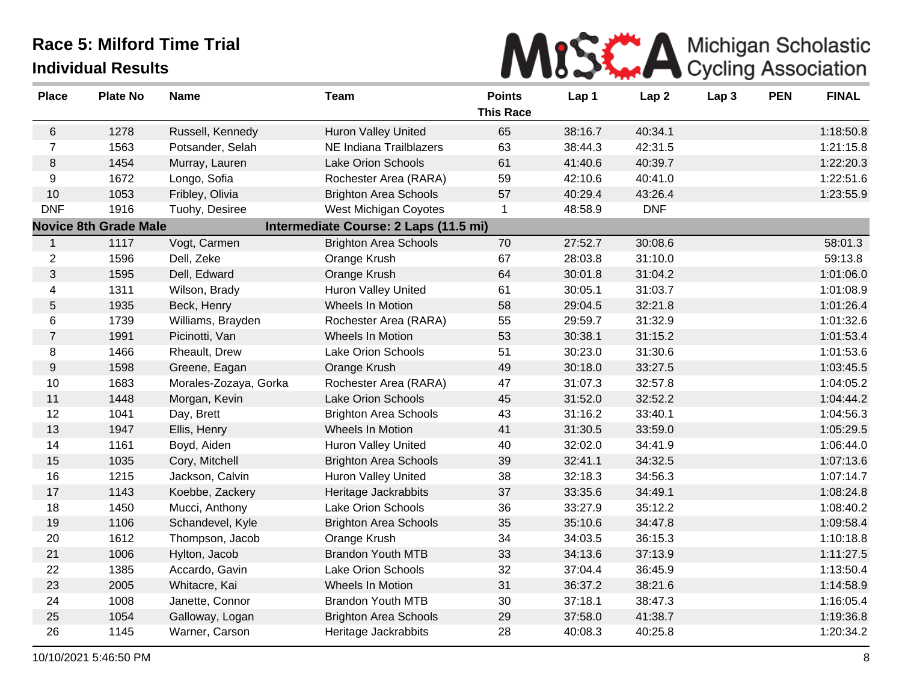# Race 5: Milford Time Trial

## Individual Results

| Place | Plate No | Name | Team | Points This Race | Lap 1 | Lap 2 | Lap 3 | PEN | FINAL |
|---|---|---|---|---|---|---|---|---|---|
| 6 | 1278 | Russell, Kennedy | Huron Valley United | 65 | 38:16.7 | 40:34.1 | | | 1:18:50.8 |
| 7 | 1563 | Potsander, Selah | NE Indiana Trailblazers | 63 | 38:44.3 | 42:31.5 | | | 1:21:15.8 |
| 8 | 1454 | Murray, Lauren | Lake Orion Schools | 61 | 41:40.6 | 40:39.7 | | | 1:22:20.3 |
| 9 | 1672 | Longo, Sofia | Rochester Area (RARA) | 59 | 42:10.6 | 40:41.0 | | | 1:22:51.6 |
| 10 | 1053 | Fribley, Olivia | Brighton Area Schools | 57 | 40:29.4 | 43:26.4 | | | 1:23:55.9 |
| DNF | 1916 | Tuohy, Desiree | West Michigan Coyotes | 1 | 48:58.9 | DNF | | | |
| **Novice 8th Grade Male** | | | **Intermediate Course: 2 Laps (11.5 mi)** | | | | | | |
| 1 | 1117 | Vogt, Carmen | Brighton Area Schools | 70 | 27:52.7 | 30:08.6 | | | 58:01.3 |
| 2 | 1596 | Dell, Zeke | Orange Krush | 67 | 28:03.8 | 31:10.0 | | | 59:13.8 |
| 3 | 1595 | Dell, Edward | Orange Krush | 64 | 30:01.8 | 31:04.2 | | | 1:01:06.0 |
| 4 | 1311 | Wilson, Brady | Huron Valley United | 61 | 30:05.1 | 31:03.7 | | | 1:01:08.9 |
| 5 | 1935 | Beck, Henry | Wheels In Motion | 58 | 29:04.5 | 32:21.8 | | | 1:01:26.4 |
| 6 | 1739 | Williams, Brayden | Rochester Area (RARA) | 55 | 29:59.7 | 31:32.9 | | | 1:01:32.6 |
| 7 | 1991 | Picinotti, Van | Wheels In Motion | 53 | 30:38.1 | 31:15.2 | | | 1:01:53.4 |
| 8 | 1466 | Rheault, Drew | Lake Orion Schools | 51 | 30:23.0 | 31:30.6 | | | 1:01:53.6 |
| 9 | 1598 | Greene, Eagan | Orange Krush | 49 | 30:18.0 | 33:27.5 | | | 1:03:45.5 |
| 10 | 1683 | Morales-Zozaya, Gorka | Rochester Area (RARA) | 47 | 31:07.3 | 32:57.8 | | | 1:04:05.2 |
| 11 | 1448 | Morgan, Kevin | Lake Orion Schools | 45 | 31:52.0 | 32:52.2 | | | 1:04:44.2 |
| 12 | 1041 | Day, Brett | Brighton Area Schools | 43 | 31:16.2 | 33:40.1 | | | 1:04:56.3 |
| 13 | 1947 | Ellis, Henry | Wheels In Motion | 41 | 31:30.5 | 33:59.0 | | | 1:05:29.5 |
| 14 | 1161 | Boyd, Aiden | Huron Valley United | 40 | 32:02.0 | 34:41.9 | | | 1:06:44.0 |
| 15 | 1035 | Cory, Mitchell | Brighton Area Schools | 39 | 32:41.1 | 34:32.5 | | | 1:07:13.6 |
| 16 | 1215 | Jackson, Calvin | Huron Valley United | 38 | 32:18.3 | 34:56.3 | | | 1:07:14.7 |
| 17 | 1143 | Koebbe, Zackery | Heritage Jackrabbits | 37 | 33:35.6 | 34:49.1 | | | 1:08:24.8 |
| 18 | 1450 | Mucci, Anthony | Lake Orion Schools | 36 | 33:27.9 | 35:12.2 | | | 1:08:40.2 |
| 19 | 1106 | Schandevel, Kyle | Brighton Area Schools | 35 | 35:10.6 | 34:47.8 | | | 1:09:58.4 |
| 20 | 1612 | Thompson, Jacob | Orange Krush | 34 | 34:03.5 | 36:15.3 | | | 1:10:18.8 |
| 21 | 1006 | Hylton, Jacob | Brandon Youth MTB | 33 | 34:13.6 | 37:13.9 | | | 1:11:27.5 |
| 22 | 1385 | Accardo, Gavin | Lake Orion Schools | 32 | 37:04.4 | 36:45.9 | | | 1:13:50.4 |
| 23 | 2005 | Whitacre, Kai | Wheels In Motion | 31 | 36:37.2 | 38:21.6 | | | 1:14:58.9 |
| 24 | 1008 | Janette, Connor | Brandon Youth MTB | 30 | 37:18.1 | 38:47.3 | | | 1:16:05.4 |
| 25 | 1054 | Galloway, Logan | Brighton Area Schools | 29 | 37:58.0 | 41:38.7 | | | 1:19:36.8 |
| 26 | 1145 | Warner, Carson | Heritage Jackrabbits | 28 | 40:08.3 | 40:25.8 | | | 1:20:34.2 |

10/10/2021 5:46:50 PM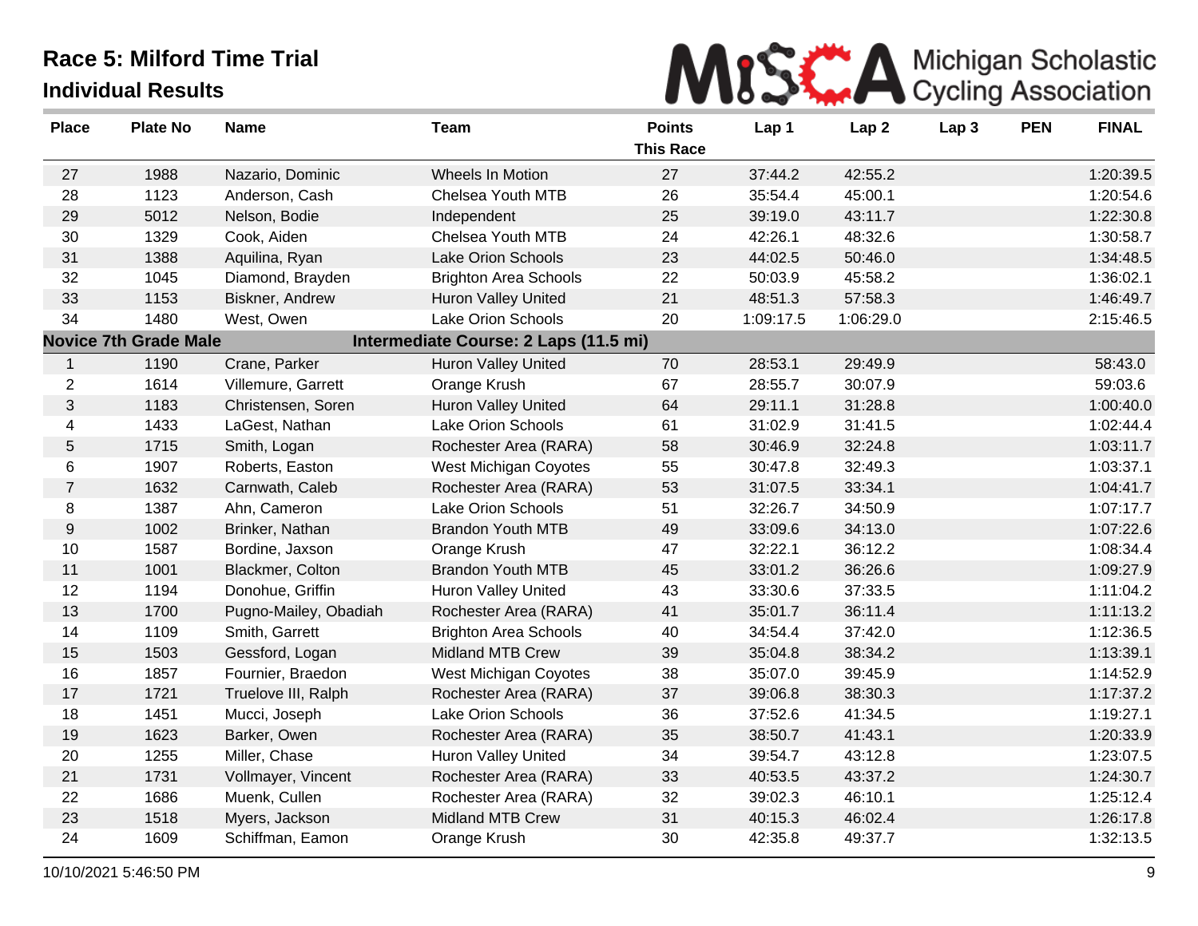# Race 5: Milford Time Trial

## Individual Results

Michigan Scholastic Cycling Association

| Place | Plate No | Name | Team | Points This Race | Lap 1 | Lap 2 | Lap 3 | PEN | FINAL |
|---|---|---|---|---|---|---|---|---|---|
| 27 | 1988 | Nazario, Dominic | Wheels In Motion | 27 | 37:44.2 | 42:55.2 | | | 1:20:39.5 |
| 28 | 1123 | Anderson, Cash | Chelsea Youth MTB | 26 | 35:54.4 | 45:00.1 | | | 1:20:54.6 |
| 29 | 5012 | Nelson, Bodie | Independent | 25 | 39:19.0 | 43:11.7 | | | 1:22:30.8 |
| 30 | 1329 | Cook, Aiden | Chelsea Youth MTB | 24 | 42:26.1 | 48:32.6 | | | 1:30:58.7 |
| 31 | 1388 | Aquilina, Ryan | Lake Orion Schools | 23 | 44:02.5 | 50:46.0 | | | 1:34:48.5 |
| 32 | 1045 | Diamond, Brayden | Brighton Area Schools | 22 | 50:03.9 | 45:58.2 | | | 1:36:02.1 |
| 33 | 1153 | Biskner, Andrew | Huron Valley United | 21 | 48:51.3 | 57:58.3 | | | 1:46:49.7 |
| 34 | 1480 | West, Owen | Lake Orion Schools | 20 | 1:09:17.5 | 1:06:29.0 | | | 2:15:46.5 |
| **Novice 7th Grade Male** | | | **Intermediate Course: 2 Laps (11.5 mi)** | | | | | | |
| 1 | 1190 | Crane, Parker | Huron Valley United | 70 | 28:53.1 | 29:49.9 | | | 58:43.0 |
| 2 | 1614 | Villemure, Garrett | Orange Krush | 67 | 28:55.7 | 30:07.9 | | | 59:03.6 |
| 3 | 1183 | Christensen, Soren | Huron Valley United | 64 | 29:11.1 | 31:28.8 | | | 1:00:40.0 |
| 4 | 1433 | LaGest, Nathan | Lake Orion Schools | 61 | 31:02.9 | 31:41.5 | | | 1:02:44.4 |
| 5 | 1715 | Smith, Logan | Rochester Area (RARA) | 58 | 30:46.9 | 32:24.8 | | | 1:03:11.7 |
| 6 | 1907 | Roberts, Easton | West Michigan Coyotes | 55 | 30:47.8 | 32:49.3 | | | 1:03:37.1 |
| 7 | 1632 | Carnwath, Caleb | Rochester Area (RARA) | 53 | 31:07.5 | 33:34.1 | | | 1:04:41.7 |
| 8 | 1387 | Ahn, Cameron | Lake Orion Schools | 51 | 32:26.7 | 34:50.9 | | | 1:07:17.7 |
| 9 | 1002 | Brinker, Nathan | Brandon Youth MTB | 49 | 33:09.6 | 34:13.0 | | | 1:07:22.6 |
| 10 | 1587 | Bordine, Jaxson | Orange Krush | 47 | 32:22.1 | 36:12.2 | | | 1:08:34.4 |
| 11 | 1001 | Blackmer, Colton | Brandon Youth MTB | 45 | 33:01.2 | 36:26.6 | | | 1:09:27.9 |
| 12 | 1194 | Donohue, Griffin | Huron Valley United | 43 | 33:30.6 | 37:33.5 | | | 1:11:04.2 |
| 13 | 1700 | Pugno-Mailey, Obadiah | Rochester Area (RARA) | 41 | 35:01.7 | 36:11.4 | | | 1:11:13.2 |
| 14 | 1109 | Smith, Garrett | Brighton Area Schools | 40 | 34:54.4 | 37:42.0 | | | 1:12:36.5 |
| 15 | 1503 | Gessford, Logan | Midland MTB Crew | 39 | 35:04.8 | 38:34.2 | | | 1:13:39.1 |
| 16 | 1857 | Fournier, Braedon | West Michigan Coyotes | 38 | 35:07.0 | 39:45.9 | | | 1:14:52.9 |
| 17 | 1721 | Truelove III, Ralph | Rochester Area (RARA) | 37 | 39:06.8 | 38:30.3 | | | 1:17:37.2 |
| 18 | 1451 | Mucci, Joseph | Lake Orion Schools | 36 | 37:52.6 | 41:34.5 | | | 1:19:27.1 |
| 19 | 1623 | Barker, Owen | Rochester Area (RARA) | 35 | 38:50.7 | 41:43.1 | | | 1:20:33.9 |
| 20 | 1255 | Miller, Chase | Huron Valley United | 34 | 39:54.7 | 43:12.8 | | | 1:23:07.5 |
| 21 | 1731 | Vollmayer, Vincent | Rochester Area (RARA) | 33 | 40:53.5 | 43:37.2 | | | 1:24:30.7 |
| 22 | 1686 | Muenk, Cullen | Rochester Area (RARA) | 32 | 39:02.3 | 46:10.1 | | | 1:25:12.4 |
| 23 | 1518 | Myers, Jackson | Midland MTB Crew | 31 | 40:15.3 | 46:02.4 | | | 1:26:17.8 |
| 24 | 1609 | Schiffman, Eamon | Orange Krush | 30 | 42:35.8 | 49:37.7 | | | 1:32:13.5 |

10/10/2021 5:46:50 PM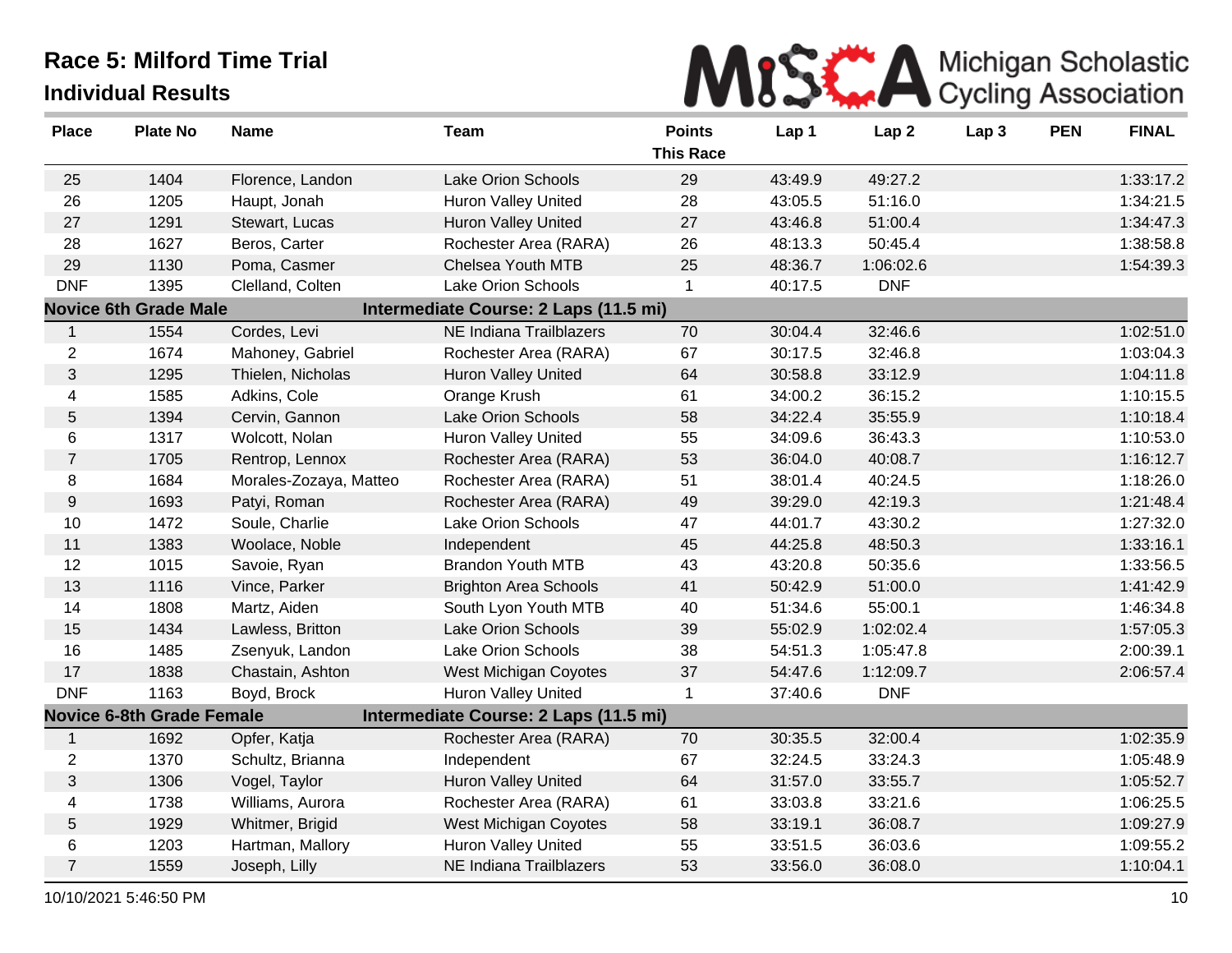# Race 5: Milford Time Trial

## Individual Results

Michigan Scholastic Cycling Association

| Place | Plate No | Name | Team | Points This Race | Lap 1 | Lap 2 | Lap 3 | PEN | FINAL |
|---|---|---|---|---|---|---|---|---|---|
| 25 | 1404 | Florence, Landon | Lake Orion Schools | 29 | 43:49.9 | 49:27.2 | | | 1:33:17.2 |
| 26 | 1205 | Haupt, Jonah | Huron Valley United | 28 | 43:05.5 | 51:16.0 | | | 1:34:21.5 |
| 27 | 1291 | Stewart, Lucas | Huron Valley United | 27 | 43:46.8 | 51:00.4 | | | 1:34:47.3 |
| 28 | 1627 | Beros, Carter | Rochester Area (RARA) | 26 | 48:13.3 | 50:45.4 | | | 1:38:58.8 |
| 29 | 1130 | Poma, Casmer | Chelsea Youth MTB | 25 | 48:36.7 | 1:06:02.6 | | | 1:54:39.3 |
| DNF | 1395 | Clelland, Colten | Lake Orion Schools | 1 | 40:17.5 | DNF | | | |
| **Novice 6th Grade Male** | | | **Intermediate Course: 2 Laps (11.5 mi)** | | | | | | |
| 1 | 1554 | Cordes, Levi | NE Indiana Trailblazers | 70 | 30:04.4 | 32:46.6 | | | 1:02:51.0 |
| 2 | 1674 | Mahoney, Gabriel | Rochester Area (RARA) | 67 | 30:17.5 | 32:46.8 | | | 1:03:04.3 |
| 3 | 1295 | Thielen, Nicholas | Huron Valley United | 64 | 30:58.8 | 33:12.9 | | | 1:04:11.8 |
| 4 | 1585 | Adkins, Cole | Orange Krush | 61 | 34:00.2 | 36:15.2 | | | 1:10:15.5 |
| 5 | 1394 | Cervin, Gannon | Lake Orion Schools | 58 | 34:22.4 | 35:55.9 | | | 1:10:18.4 |
| 6 | 1317 | Wolcott, Nolan | Huron Valley United | 55 | 34:09.6 | 36:43.3 | | | 1:10:53.0 |
| 7 | 1705 | Rentrop, Lennox | Rochester Area (RARA) | 53 | 36:04.0 | 40:08.7 | | | 1:16:12.7 |
| 8 | 1684 | Morales-Zozaya, Matteo | Rochester Area (RARA) | 51 | 38:01.4 | 40:24.5 | | | 1:18:26.0 |
| 9 | 1693 | Patyi, Roman | Rochester Area (RARA) | 49 | 39:29.0 | 42:19.3 | | | 1:21:48.4 |
| 10 | 1472 | Soule, Charlie | Lake Orion Schools | 47 | 44:01.7 | 43:30.2 | | | 1:27:32.0 |
| 11 | 1383 | Woolace, Noble | Independent | 45 | 44:25.8 | 48:50.3 | | | 1:33:16.1 |
| 12 | 1015 | Savoie, Ryan | Brandon Youth MTB | 43 | 43:20.8 | 50:35.6 | | | 1:33:56.5 |
| 13 | 1116 | Vince, Parker | Brighton Area Schools | 41 | 50:42.9 | 51:00.0 | | | 1:41:42.9 |
| 14 | 1808 | Martz, Aiden | South Lyon Youth MTB | 40 | 51:34.6 | 55:00.1 | | | 1:46:34.8 |
| 15 | 1434 | Lawless, Britton | Lake Orion Schools | 39 | 55:02.9 | 1:02:02.4 | | | 1:57:05.3 |
| 16 | 1485 | Zsenyuk, Landon | Lake Orion Schools | 38 | 54:51.3 | 1:05:47.8 | | | 2:00:39.1 |
| 17 | 1838 | Chastain, Ashton | West Michigan Coyotes | 37 | 54:47.6 | 1:12:09.7 | | | 2:06:57.4 |
| DNF | 1163 | Boyd, Brock | Huron Valley United | 1 | 37:40.6 | DNF | | | |
| **Novice 6-8th Grade Female** | | | **Intermediate Course: 2 Laps (11.5 mi)** | | | | | | |
| 1 | 1692 | Opfer, Katja | Rochester Area (RARA) | 70 | 30:35.5 | 32:00.4 | | | 1:02:35.9 |
| 2 | 1370 | Schultz, Brianna | Independent | 67 | 32:24.5 | 33:24.3 | | | 1:05:48.9 |
| 3 | 1306 | Vogel, Taylor | Huron Valley United | 64 | 31:57.0 | 33:55.7 | | | 1:05:52.7 |
| 4 | 1738 | Williams, Aurora | Rochester Area (RARA) | 61 | 33:03.8 | 33:21.6 | | | 1:06:25.5 |
| 5 | 1929 | Whitmer, Brigid | West Michigan Coyotes | 58 | 33:19.1 | 36:08.7 | | | 1:09:27.9 |
| 6 | 1203 | Hartman, Mallory | Huron Valley United | 55 | 33:51.5 | 36:03.6 | | | 1:09:55.2 |
| 7 | 1559 | Joseph, Lilly | NE Indiana Trailblazers | 53 | 33:56.0 | 36:08.0 | | | 1:10:04.1 |

10/10/2021 5:46:50 PM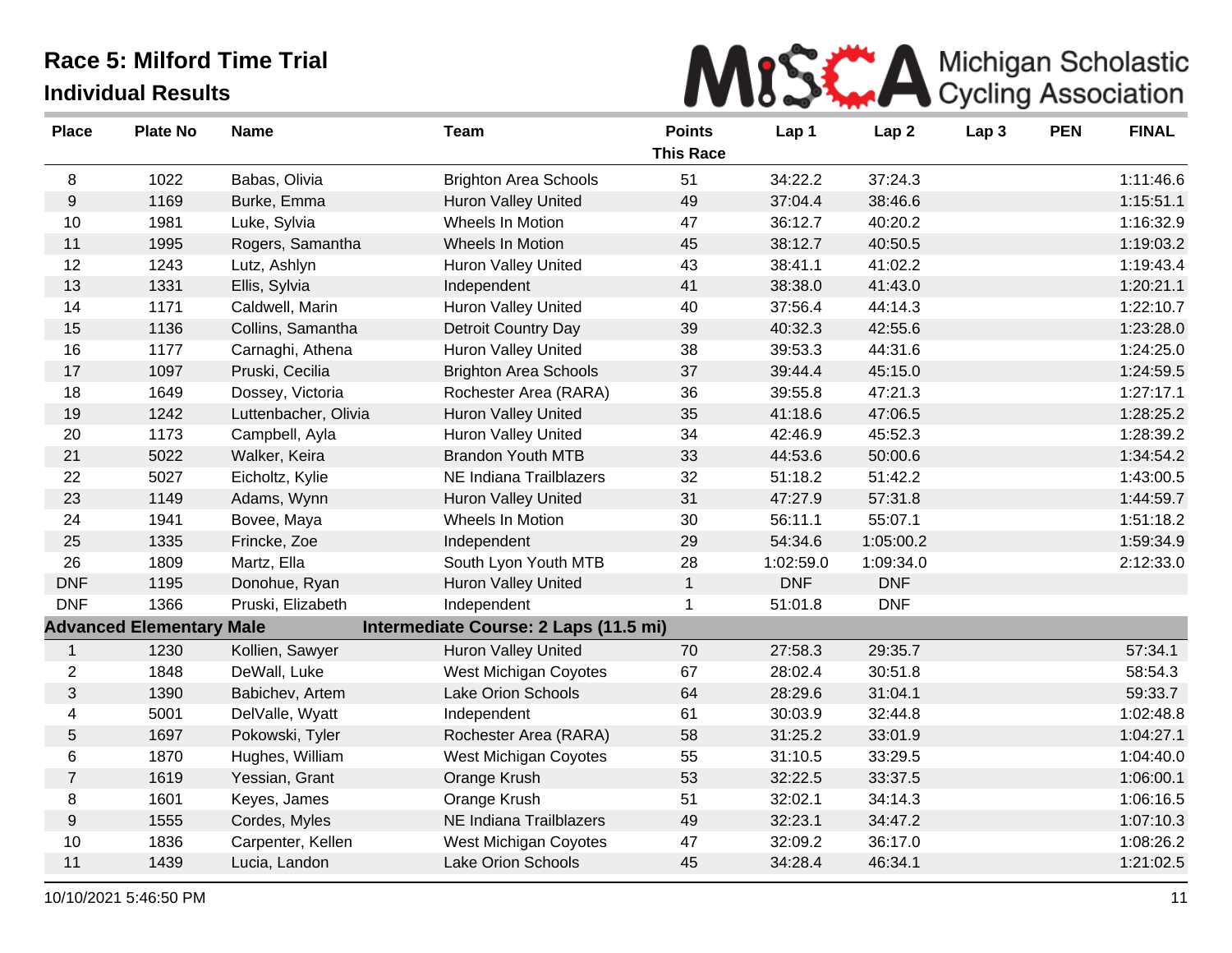# Race 5: Milford Time Trial

## Individual Results

Michigan Scholastic Cycling Association

| Place | Plate No | Name | Team | Points This Race | Lap 1 | Lap 2 | Lap 3 | PEN | FINAL |
|---|---|---|---|---|---|---|---|---|---|
| 8 | 1022 | Babas, Olivia | Brighton Area Schools | 51 | 34:22.2 | 37:24.3 | | | 1:11:46.6 |
| 9 | 1169 | Burke, Emma | Huron Valley United | 49 | 37:04.4 | 38:46.6 | | | 1:15:51.1 |
| 10 | 1981 | Luke, Sylvia | Wheels In Motion | 47 | 36:12.7 | 40:20.2 | | | 1:16:32.9 |
| 11 | 1995 | Rogers, Samantha | Wheels In Motion | 45 | 38:12.7 | 40:50.5 | | | 1:19:03.2 |
| 12 | 1243 | Lutz, Ashlyn | Huron Valley United | 43 | 38:41.1 | 41:02.2 | | | 1:19:43.4 |
| 13 | 1331 | Ellis, Sylvia | Independent | 41 | 38:38.0 | 41:43.0 | | | 1:20:21.1 |
| 14 | 1171 | Caldwell, Marin | Huron Valley United | 40 | 37:56.4 | 44:14.3 | | | 1:22:10.7 |
| 15 | 1136 | Collins, Samantha | Detroit Country Day | 39 | 40:32.3 | 42:55.6 | | | 1:23:28.0 |
| 16 | 1177 | Carnaghi, Athena | Huron Valley United | 38 | 39:53.3 | 44:31.6 | | | 1:24:25.0 |
| 17 | 1097 | Pruski, Cecilia | Brighton Area Schools | 37 | 39:44.4 | 45:15.0 | | | 1:24:59.5 |
| 18 | 1649 | Dossey, Victoria | Rochester Area (RARA) | 36 | 39:55.8 | 47:21.3 | | | 1:27:17.1 |
| 19 | 1242 | Luttenbacher, Olivia | Huron Valley United | 35 | 41:18.6 | 47:06.5 | | | 1:28:25.2 |
| 20 | 1173 | Campbell, Ayla | Huron Valley United | 34 | 42:46.9 | 45:52.3 | | | 1:28:39.2 |
| 21 | 5022 | Walker, Keira | Brandon Youth MTB | 33 | 44:53.6 | 50:00.6 | | | 1:34:54.2 |
| 22 | 5027 | Eicholtz, Kylie | NE Indiana Trailblazers | 32 | 51:18.2 | 51:42.2 | | | 1:43:00.5 |
| 23 | 1149 | Adams, Wynn | Huron Valley United | 31 | 47:27.9 | 57:31.8 | | | 1:44:59.7 |
| 24 | 1941 | Bovee, Maya | Wheels In Motion | 30 | 56:11.1 | 55:07.1 | | | 1:51:18.2 |
| 25 | 1335 | Frincke, Zoe | Independent | 29 | 54:34.6 | 1:05:00.2 | | | 1:59:34.9 |
| 26 | 1809 | Martz, Ella | South Lyon Youth MTB | 28 | 1:02:59.0 | 1:09:34.0 | | | 2:12:33.0 |
| DNF | 1195 | Donohue, Ryan | Huron Valley United | 1 | DNF | DNF | | | |
| DNF | 1366 | Pruski, Elizabeth | Independent | 1 | 51:01.8 | DNF | | | |
| **Advanced Elementary Male** | | | **Intermediate Course: 2 Laps (11.5 mi)** | | | | | | |
| 1 | 1230 | Kollien, Sawyer | Huron Valley United | 70 | 27:58.3 | 29:35.7 | | | 57:34.1 |
| 2 | 1848 | DeWall, Luke | West Michigan Coyotes | 67 | 28:02.4 | 30:51.8 | | | 58:54.3 |
| 3 | 1390 | Babichev, Artem | Lake Orion Schools | 64 | 28:29.6 | 31:04.1 | | | 59:33.7 |
| 4 | 5001 | DelValle, Wyatt | Independent | 61 | 30:03.9 | 32:44.8 | | | 1:02:48.8 |
| 5 | 1697 | Pokowski, Tyler | Rochester Area (RARA) | 58 | 31:25.2 | 33:01.9 | | | 1:04:27.1 |
| 6 | 1870 | Hughes, William | West Michigan Coyotes | 55 | 31:10.5 | 33:29.5 | | | 1:04:40.0 |
| 7 | 1619 | Yessian, Grant | Orange Krush | 53 | 32:22.5 | 33:37.5 | | | 1:06:00.1 |
| 8 | 1601 | Keyes, James | Orange Krush | 51 | 32:02.1 | 34:14.3 | | | 1:06:16.5 |
| 9 | 1555 | Cordes, Myles | NE Indiana Trailblazers | 49 | 32:23.1 | 34:47.2 | | | 1:07:10.3 |
| 10 | 1836 | Carpenter, Kellen | West Michigan Coyotes | 47 | 32:09.2 | 36:17.0 | | | 1:08:26.2 |
| 11 | 1439 | Lucia, Landon | Lake Orion Schools | 45 | 34:28.4 | 46:34.1 | | | 1:21:02.5 |

10/10/2021 5:46:50 PM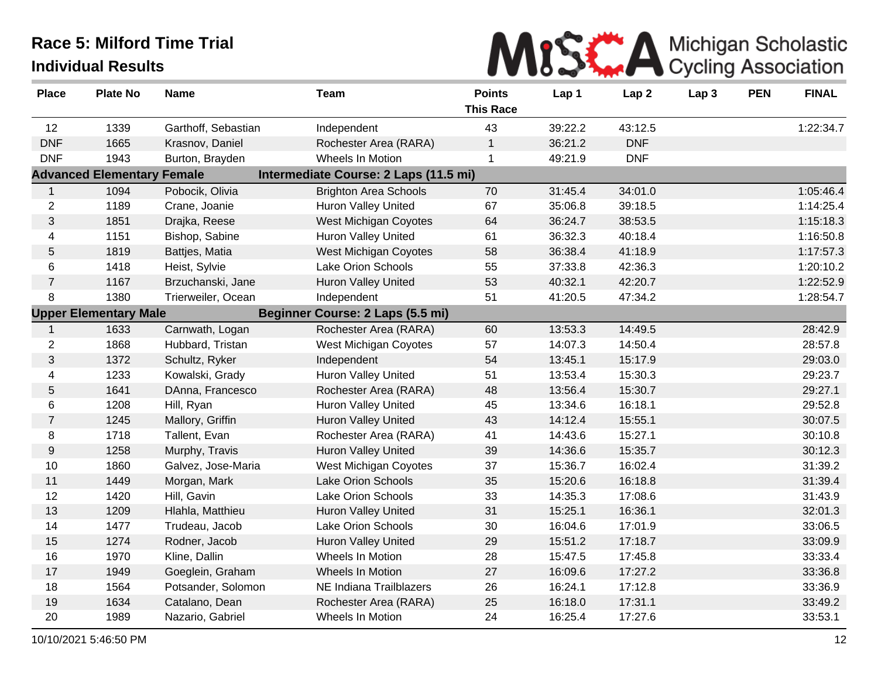# Race 5: Milford Time Trial

## Individual Results

Michigan Scholastic Cycling Association

| Place | Plate No | Name | Team | Points This Race | Lap 1 | Lap 2 | Lap 3 | PEN | FINAL |
|---|---|---|---|---|---|---|---|---|---|
| 12 | 1339 | Garthoff, Sebastian | Independent | 43 | 39:22.2 | 43:12.5 | | | 1:22:34.7 |
| DNF | 1665 | Krasnov, Daniel | Rochester Area (RARA) | 1 | 36:21.2 | DNF | | | |
| DNF | 1943 | Burton, Brayden | Wheels In Motion | 1 | 49:21.9 | DNF | | | |
| **Advanced Elementary Female** | | | **Intermediate Course: 2 Laps (11.5 mi)** | | | | | | |
| 1 | 1094 | Pobocik, Olivia | Brighton Area Schools | 70 | 31:45.4 | 34:01.0 | | | 1:05:46.4 |
| 2 | 1189 | Crane, Joanie | Huron Valley United | 67 | 35:06.8 | 39:18.5 | | | 1:14:25.4 |
| 3 | 1851 | Drajka, Reese | West Michigan Coyotes | 64 | 36:24.7 | 38:53.5 | | | 1:15:18.3 |
| 4 | 1151 | Bishop, Sabine | Huron Valley United | 61 | 36:32.3 | 40:18.4 | | | 1:16:50.8 |
| 5 | 1819 | Battjes, Matia | West Michigan Coyotes | 58 | 36:38.4 | 41:18.9 | | | 1:17:57.3 |
| 6 | 1418 | Heist, Sylvie | Lake Orion Schools | 55 | 37:33.8 | 42:36.3 | | | 1:20:10.2 |
| 7 | 1167 | Brzuchanski, Jane | Huron Valley United | 53 | 40:32.1 | 42:20.7 | | | 1:22:52.9 |
| 8 | 1380 | Trierweiler, Ocean | Independent | 51 | 41:20.5 | 47:34.2 | | | 1:28:54.7 |
| **Upper Elementary Male** | | | **Beginner Course: 2 Laps (5.5 mi)** | | | | | | |
| 1 | 1633 | Carnwath, Logan | Rochester Area (RARA) | 60 | 13:53.3 | 14:49.5 | | | 28:42.9 |
| 2 | 1868 | Hubbard, Tristan | West Michigan Coyotes | 57 | 14:07.3 | 14:50.4 | | | 28:57.8 |
| 3 | 1372 | Schultz, Ryker | Independent | 54 | 13:45.1 | 15:17.9 | | | 29:03.0 |
| 4 | 1233 | Kowalski, Grady | Huron Valley United | 51 | 13:53.4 | 15:30.3 | | | 29:23.7 |
| 5 | 1641 | DAnna, Francesco | Rochester Area (RARA) | 48 | 13:56.4 | 15:30.7 | | | 29:27.1 |
| 6 | 1208 | Hill, Ryan | Huron Valley United | 45 | 13:34.6 | 16:18.1 | | | 29:52.8 |
| 7 | 1245 | Mallory, Griffin | Huron Valley United | 43 | 14:12.4 | 15:55.1 | | | 30:07.5 |
| 8 | 1718 | Tallent, Evan | Rochester Area (RARA) | 41 | 14:43.6 | 15:27.1 | | | 30:10.8 |
| 9 | 1258 | Murphy, Travis | Huron Valley United | 39 | 14:36.6 | 15:35.7 | | | 30:12.3 |
| 10 | 1860 | Galvez, Jose-Maria | West Michigan Coyotes | 37 | 15:36.7 | 16:02.4 | | | 31:39.2 |
| 11 | 1449 | Morgan, Mark | Lake Orion Schools | 35 | 15:20.6 | 16:18.8 | | | 31:39.4 |
| 12 | 1420 | Hill, Gavin | Lake Orion Schools | 33 | 14:35.3 | 17:08.6 | | | 31:43.9 |
| 13 | 1209 | Hlahla, Matthieu | Huron Valley United | 31 | 15:25.1 | 16:36.1 | | | 32:01.3 |
| 14 | 1477 | Trudeau, Jacob | Lake Orion Schools | 30 | 16:04.6 | 17:01.9 | | | 33:06.5 |
| 15 | 1274 | Rodner, Jacob | Huron Valley United | 29 | 15:51.2 | 17:18.7 | | | 33:09.9 |
| 16 | 1970 | Kline, Dallin | Wheels In Motion | 28 | 15:47.5 | 17:45.8 | | | 33:33.4 |
| 17 | 1949 | Goeglein, Graham | Wheels In Motion | 27 | 16:09.6 | 17:27.2 | | | 33:36.8 |
| 18 | 1564 | Potsander, Solomon | NE Indiana Trailblazers | 26 | 16:24.1 | 17:12.8 | | | 33:36.9 |
| 19 | 1634 | Catalano, Dean | Rochester Area (RARA) | 25 | 16:18.0 | 17:31.1 | | | 33:49.2 |
| 20 | 1989 | Nazario, Gabriel | Wheels In Motion | 24 | 16:25.4 | 17:27.6 | | | 33:53.1 |

10/10/2021 5:46:50 PM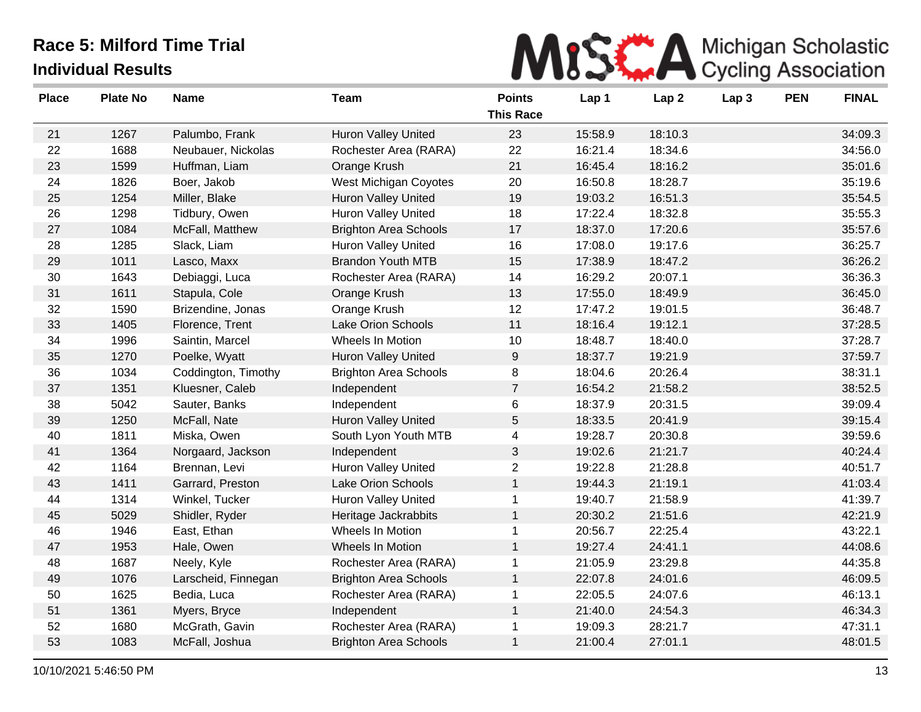# Race 5: Milford Time Trial

## Individual Results

| Place | Plate No | Name | Team | Points This Race | Lap 1 | Lap 2 | Lap 3 | PEN | FINAL |
|---|---|---|---|---|---|---|---|---|---|
| 21 | 1267 | Palumbo, Frank | Huron Valley United | 23 | 15:58.9 | 18:10.3 | | | 34:09.3 |
| 22 | 1688 | Neubauer, Nickolas | Rochester Area (RARA) | 22 | 16:21.4 | 18:34.6 | | | 34:56.0 |
| 23 | 1599 | Huffman, Liam | Orange Krush | 21 | 16:45.4 | 18:16.2 | | | 35:01.6 |
| 24 | 1826 | Boer, Jakob | West Michigan Coyotes | 20 | 16:50.8 | 18:28.7 | | | 35:19.6 |
| 25 | 1254 | Miller, Blake | Huron Valley United | 19 | 19:03.2 | 16:51.3 | | | 35:54.5 |
| 26 | 1298 | Tidbury, Owen | Huron Valley United | 18 | 17:22.4 | 18:32.8 | | | 35:55.3 |
| 27 | 1084 | McFall, Matthew | Brighton Area Schools | 17 | 18:37.0 | 17:20.6 | | | 35:57.6 |
| 28 | 1285 | Slack, Liam | Huron Valley United | 16 | 17:08.0 | 19:17.6 | | | 36:25.7 |
| 29 | 1011 | Lasco, Maxx | Brandon Youth MTB | 15 | 17:38.9 | 18:47.2 | | | 36:26.2 |
| 30 | 1643 | Debiaggi, Luca | Rochester Area (RARA) | 14 | 16:29.2 | 20:07.1 | | | 36:36.3 |
| 31 | 1611 | Stapula, Cole | Orange Krush | 13 | 17:55.0 | 18:49.9 | | | 36:45.0 |
| 32 | 1590 | Brizendine, Jonas | Orange Krush | 12 | 17:47.2 | 19:01.5 | | | 36:48.7 |
| 33 | 1405 | Florence, Trent | Lake Orion Schools | 11 | 18:16.4 | 19:12.1 | | | 37:28.5 |
| 34 | 1996 | Saintin, Marcel | Wheels In Motion | 10 | 18:48.7 | 18:40.0 | | | 37:28.7 |
| 35 | 1270 | Poelke, Wyatt | Huron Valley United | 9 | 18:37.7 | 19:21.9 | | | 37:59.7 |
| 36 | 1034 | Coddington, Timothy | Brighton Area Schools | 8 | 18:04.6 | 20:26.4 | | | 38:31.1 |
| 37 | 1351 | Kluesner, Caleb | Independent | 7 | 16:54.2 | 21:58.2 | | | 38:52.5 |
| 38 | 5042 | Sauter, Banks | Independent | 6 | 18:37.9 | 20:31.5 | | | 39:09.4 |
| 39 | 1250 | McFall, Nate | Huron Valley United | 5 | 18:33.5 | 20:41.9 | | | 39:15.4 |
| 40 | 1811 | Miska, Owen | South Lyon Youth MTB | 4 | 19:28.7 | 20:30.8 | | | 39:59.6 |
| 41 | 1364 | Norgaard, Jackson | Independent | 3 | 19:02.6 | 21:21.7 | | | 40:24.4 |
| 42 | 1164 | Brennan, Levi | Huron Valley United | 2 | 19:22.8 | 21:28.8 | | | 40:51.7 |
| 43 | 1411 | Garrard, Preston | Lake Orion Schools | 1 | 19:44.3 | 21:19.1 | | | 41:03.4 |
| 44 | 1314 | Winkel, Tucker | Huron Valley United | 1 | 19:40.7 | 21:58.9 | | | 41:39.7 |
| 45 | 5029 | Shidler, Ryder | Heritage Jackrabbits | 1 | 20:30.2 | 21:51.6 | | | 42:21.9 |
| 46 | 1946 | East, Ethan | Wheels In Motion | 1 | 20:56.7 | 22:25.4 | | | 43:22.1 |
| 47 | 1953 | Hale, Owen | Wheels In Motion | 1 | 19:27.4 | 24:41.1 | | | 44:08.6 |
| 48 | 1687 | Neely, Kyle | Rochester Area (RARA) | 1 | 21:05.9 | 23:29.8 | | | 44:35.8 |
| 49 | 1076 | Larscheid, Finnegan | Brighton Area Schools | 1 | 22:07.8 | 24:01.6 | | | 46:09.5 |
| 50 | 1625 | Bedia, Luca | Rochester Area (RARA) | 1 | 22:05.5 | 24:07.6 | | | 46:13.1 |
| 51 | 1361 | Myers, Bryce | Independent | 1 | 21:40.0 | 24:54.3 | | | 46:34.3 |
| 52 | 1680 | McGrath, Gavin | Rochester Area (RARA) | 1 | 19:09.3 | 28:21.7 | | | 47:31.1 |
| 53 | 1083 | McFall, Joshua | Brighton Area Schools | 1 | 21:00.4 | 27:01.1 | | | 48:01.5 |

10/10/2021 5:46:50 PM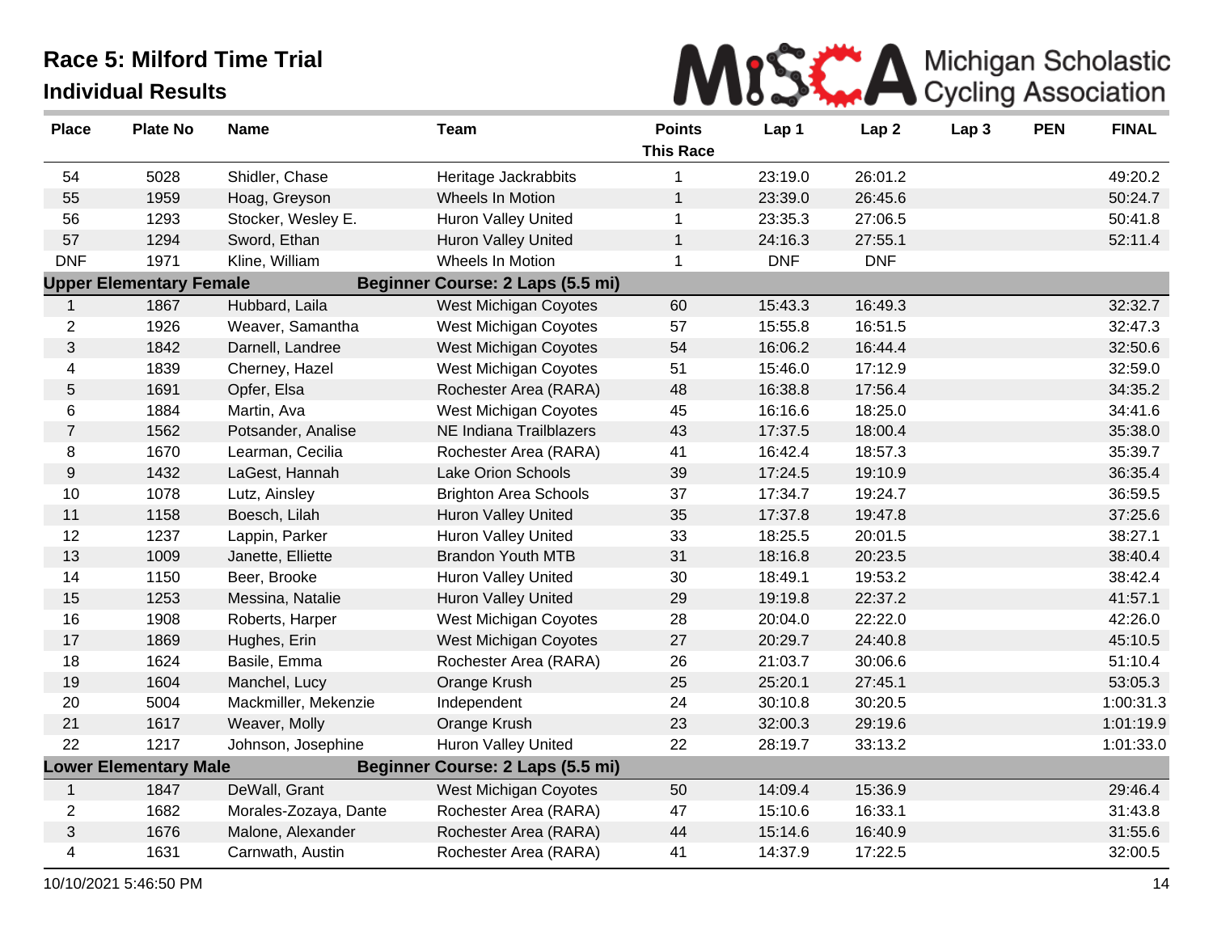# Race 5: Milford Time Trial

## Individual Results

Michigan Scholastic Cycling Association

| Place | Plate No | Name | Team | Points This Race | Lap 1 | Lap 2 | Lap 3 | PEN | FINAL |
|---|---|---|---|---|---|---|---|---|---|
| 54 | 5028 | Shidler, Chase | Heritage Jackrabbits | 1 | 23:19.0 | 26:01.2 | | | 49:20.2 |
| 55 | 1959 | Hoag, Greyson | Wheels In Motion | 1 | 23:39.0 | 26:45.6 | | | 50:24.7 |
| 56 | 1293 | Stocker, Wesley E. | Huron Valley United | 1 | 23:35.3 | 27:06.5 | | | 50:41.8 |
| 57 | 1294 | Sword, Ethan | Huron Valley United | 1 | 24:16.3 | 27:55.1 | | | 52:11.4 |
| DNF | 1971 | Kline, William | Wheels In Motion | 1 | DNF | DNF | | | |
| **Upper Elementary Female** | | | **Beginner Course: 2 Laps (5.5 mi)** | | | | | | |
| 1 | 1867 | Hubbard, Laila | West Michigan Coyotes | 60 | 15:43.3 | 16:49.3 | | | 32:32.7 |
| 2 | 1926 | Weaver, Samantha | West Michigan Coyotes | 57 | 15:55.8 | 16:51.5 | | | 32:47.3 |
| 3 | 1842 | Darnell, Landree | West Michigan Coyotes | 54 | 16:06.2 | 16:44.4 | | | 32:50.6 |
| 4 | 1839 | Cherney, Hazel | West Michigan Coyotes | 51 | 15:46.0 | 17:12.9 | | | 32:59.0 |
| 5 | 1691 | Opfer, Elsa | Rochester Area (RARA) | 48 | 16:38.8 | 17:56.4 | | | 34:35.2 |
| 6 | 1884 | Martin, Ava | West Michigan Coyotes | 45 | 16:16.6 | 18:25.0 | | | 34:41.6 |
| 7 | 1562 | Potsander, Analise | NE Indiana Trailblazers | 43 | 17:37.5 | 18:00.4 | | | 35:38.0 |
| 8 | 1670 | Learman, Cecilia | Rochester Area (RARA) | 41 | 16:42.4 | 18:57.3 | | | 35:39.7 |
| 9 | 1432 | LaGest, Hannah | Lake Orion Schools | 39 | 17:24.5 | 19:10.9 | | | 36:35.4 |
| 10 | 1078 | Lutz, Ainsley | Brighton Area Schools | 37 | 17:34.7 | 19:24.7 | | | 36:59.5 |
| 11 | 1158 | Boesch, Lilah | Huron Valley United | 35 | 17:37.8 | 19:47.8 | | | 37:25.6 |
| 12 | 1237 | Lappin, Parker | Huron Valley United | 33 | 18:25.5 | 20:01.5 | | | 38:27.1 |
| 13 | 1009 | Janette, Elliette | Brandon Youth MTB | 31 | 18:16.8 | 20:23.5 | | | 38:40.4 |
| 14 | 1150 | Beer, Brooke | Huron Valley United | 30 | 18:49.1 | 19:53.2 | | | 38:42.4 |
| 15 | 1253 | Messina, Natalie | Huron Valley United | 29 | 19:19.8 | 22:37.2 | | | 41:57.1 |
| 16 | 1908 | Roberts, Harper | West Michigan Coyotes | 28 | 20:04.0 | 22:22.0 | | | 42:26.0 |
| 17 | 1869 | Hughes, Erin | West Michigan Coyotes | 27 | 20:29.7 | 24:40.8 | | | 45:10.5 |
| 18 | 1624 | Basile, Emma | Rochester Area (RARA) | 26 | 21:03.7 | 30:06.6 | | | 51:10.4 |
| 19 | 1604 | Manchel, Lucy | Orange Krush | 25 | 25:20.1 | 27:45.1 | | | 53:05.3 |
| 20 | 5004 | Mackmiller, Mekenzie | Independent | 24 | 30:10.8 | 30:20.5 | | | 1:00:31.3 |
| 21 | 1617 | Weaver, Molly | Orange Krush | 23 | 32:00.3 | 29:19.6 | | | 1:01:19.9 |
| 22 | 1217 | Johnson, Josephine | Huron Valley United | 22 | 28:19.7 | 33:13.2 | | | 1:01:33.0 |
| **Lower Elementary Male** | | | **Beginner Course: 2 Laps (5.5 mi)** | | | | | | |
| 1 | 1847 | DeWall, Grant | West Michigan Coyotes | 50 | 14:09.4 | 15:36.9 | | | 29:46.4 |
| 2 | 1682 | Morales-Zozaya, Dante | Rochester Area (RARA) | 47 | 15:10.6 | 16:33.1 | | | 31:43.8 |
| 3 | 1676 | Malone, Alexander | Rochester Area (RARA) | 44 | 15:14.6 | 16:40.9 | | | 31:55.6 |
| 4 | 1631 | Carnwath, Austin | Rochester Area (RARA) | 41 | 14:37.9 | 17:22.5 | | | 32:00.5 |

10/10/2021 5:46:50 PM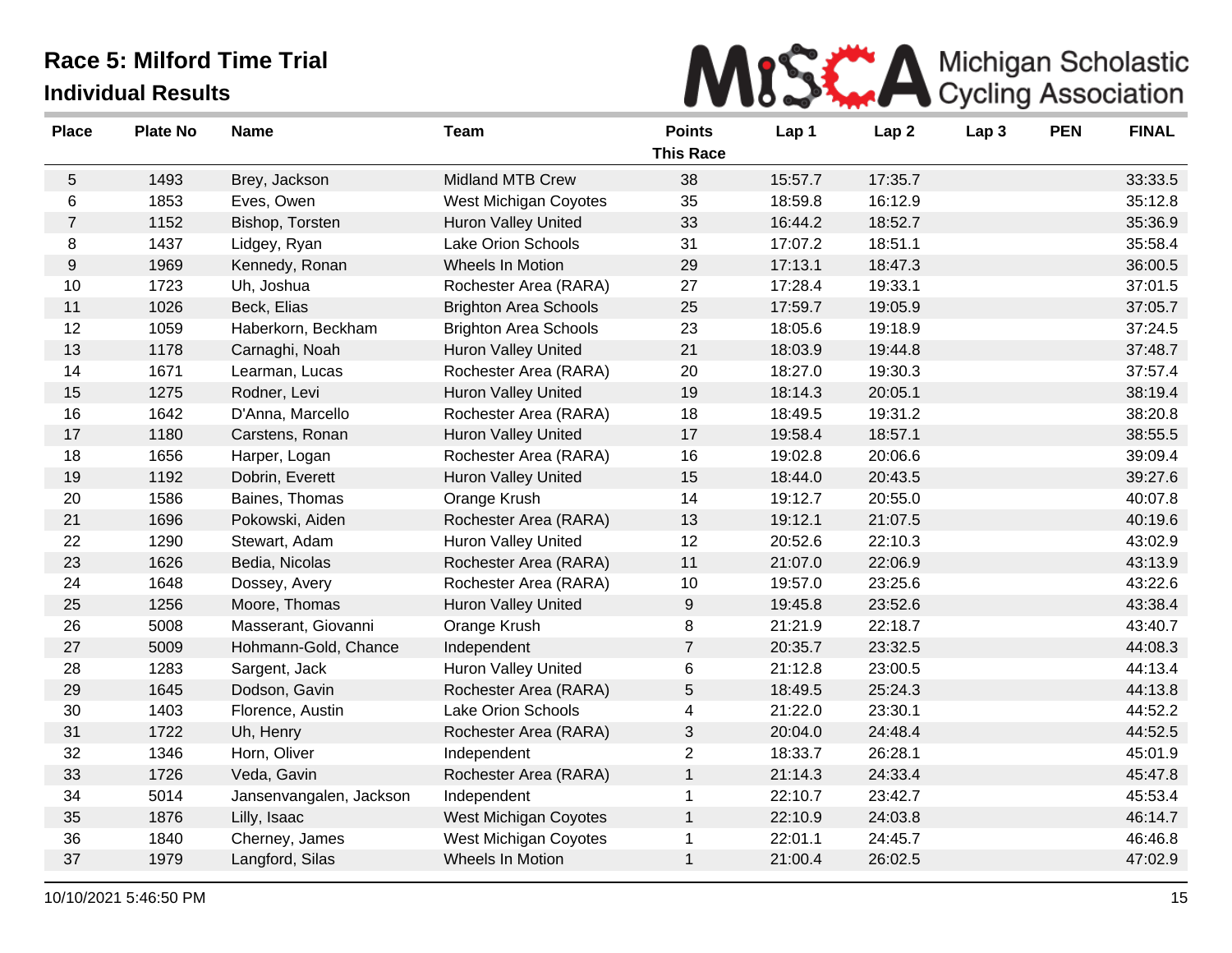# Race 5: Milford Time Trial

## Individual Results

MiSCA Michigan Scholastic Cycling Association

| Place | Plate No | Name | Team | Points This Race | Lap 1 | Lap 2 | Lap 3 | PEN | FINAL |
|---|---|---|---|---|---|---|---|---|---|
| 5 | 1493 | Brey, Jackson | Midland MTB Crew | 38 | 15:57.7 | 17:35.7 | | | 33:33.5 |
| 6 | 1853 | Eves, Owen | West Michigan Coyotes | 35 | 18:59.8 | 16:12.9 | | | 35:12.8 |
| 7 | 1152 | Bishop, Torsten | Huron Valley United | 33 | 16:44.2 | 18:52.7 | | | 35:36.9 |
| 8 | 1437 | Lidgey, Ryan | Lake Orion Schools | 31 | 17:07.2 | 18:51.1 | | | 35:58.4 |
| 9 | 1969 | Kennedy, Ronan | Wheels In Motion | 29 | 17:13.1 | 18:47.3 | | | 36:00.5 |
| 10 | 1723 | Uh, Joshua | Rochester Area (RARA) | 27 | 17:28.4 | 19:33.1 | | | 37:01.5 |
| 11 | 1026 | Beck, Elias | Brighton Area Schools | 25 | 17:59.7 | 19:05.9 | | | 37:05.7 |
| 12 | 1059 | Haberkorn, Beckham | Brighton Area Schools | 23 | 18:05.6 | 19:18.9 | | | 37:24.5 |
| 13 | 1178 | Carnaghi, Noah | Huron Valley United | 21 | 18:03.9 | 19:44.8 | | | 37:48.7 |
| 14 | 1671 | Learman, Lucas | Rochester Area (RARA) | 20 | 18:27.0 | 19:30.3 | | | 37:57.4 |
| 15 | 1275 | Rodner, Levi | Huron Valley United | 19 | 18:14.3 | 20:05.1 | | | 38:19.4 |
| 16 | 1642 | D'Anna, Marcello | Rochester Area (RARA) | 18 | 18:49.5 | 19:31.2 | | | 38:20.8 |
| 17 | 1180 | Carstens, Ronan | Huron Valley United | 17 | 19:58.4 | 18:57.1 | | | 38:55.5 |
| 18 | 1656 | Harper, Logan | Rochester Area (RARA) | 16 | 19:02.8 | 20:06.6 | | | 39:09.4 |
| 19 | 1192 | Dobrin, Everett | Huron Valley United | 15 | 18:44.0 | 20:43.5 | | | 39:27.6 |
| 20 | 1586 | Baines, Thomas | Orange Krush | 14 | 19:12.7 | 20:55.0 | | | 40:07.8 |
| 21 | 1696 | Pokowski, Aiden | Rochester Area (RARA) | 13 | 19:12.1 | 21:07.5 | | | 40:19.6 |
| 22 | 1290 | Stewart, Adam | Huron Valley United | 12 | 20:52.6 | 22:10.3 | | | 43:02.9 |
| 23 | 1626 | Bedia, Nicolas | Rochester Area (RARA) | 11 | 21:07.0 | 22:06.9 | | | 43:13.9 |
| 24 | 1648 | Dossey, Avery | Rochester Area (RARA) | 10 | 19:57.0 | 23:25.6 | | | 43:22.6 |
| 25 | 1256 | Moore, Thomas | Huron Valley United | 9 | 19:45.8 | 23:52.6 | | | 43:38.4 |
| 26 | 5008 | Masserant, Giovanni | Orange Krush | 8 | 21:21.9 | 22:18.7 | | | 43:40.7 |
| 27 | 5009 | Hohmann-Gold, Chance | Independent | 7 | 20:35.7 | 23:32.5 | | | 44:08.3 |
| 28 | 1283 | Sargent, Jack | Huron Valley United | 6 | 21:12.8 | 23:00.5 | | | 44:13.4 |
| 29 | 1645 | Dodson, Gavin | Rochester Area (RARA) | 5 | 18:49.5 | 25:24.3 | | | 44:13.8 |
| 30 | 1403 | Florence, Austin | Lake Orion Schools | 4 | 21:22.0 | 23:30.1 | | | 44:52.2 |
| 31 | 1722 | Uh, Henry | Rochester Area (RARA) | 3 | 20:04.0 | 24:48.4 | | | 44:52.5 |
| 32 | 1346 | Horn, Oliver | Independent | 2 | 18:33.7 | 26:28.1 | | | 45:01.9 |
| 33 | 1726 | Veda, Gavin | Rochester Area (RARA) | 1 | 21:14.3 | 24:33.4 | | | 45:47.8 |
| 34 | 5014 | Jansenvangalen, Jackson | Independent | 1 | 22:10.7 | 23:42.7 | | | 45:53.4 |
| 35 | 1876 | Lilly, Isaac | West Michigan Coyotes | 1 | 22:10.9 | 24:03.8 | | | 46:14.7 |
| 36 | 1840 | Cherney, James | West Michigan Coyotes | 1 | 22:01.1 | 24:45.7 | | | 46:46.8 |
| 37 | 1979 | Langford, Silas | Wheels In Motion | 1 | 21:00.4 | 26:02.5 | | | 47:02.9 |

10/10/2021 5:46:50 PM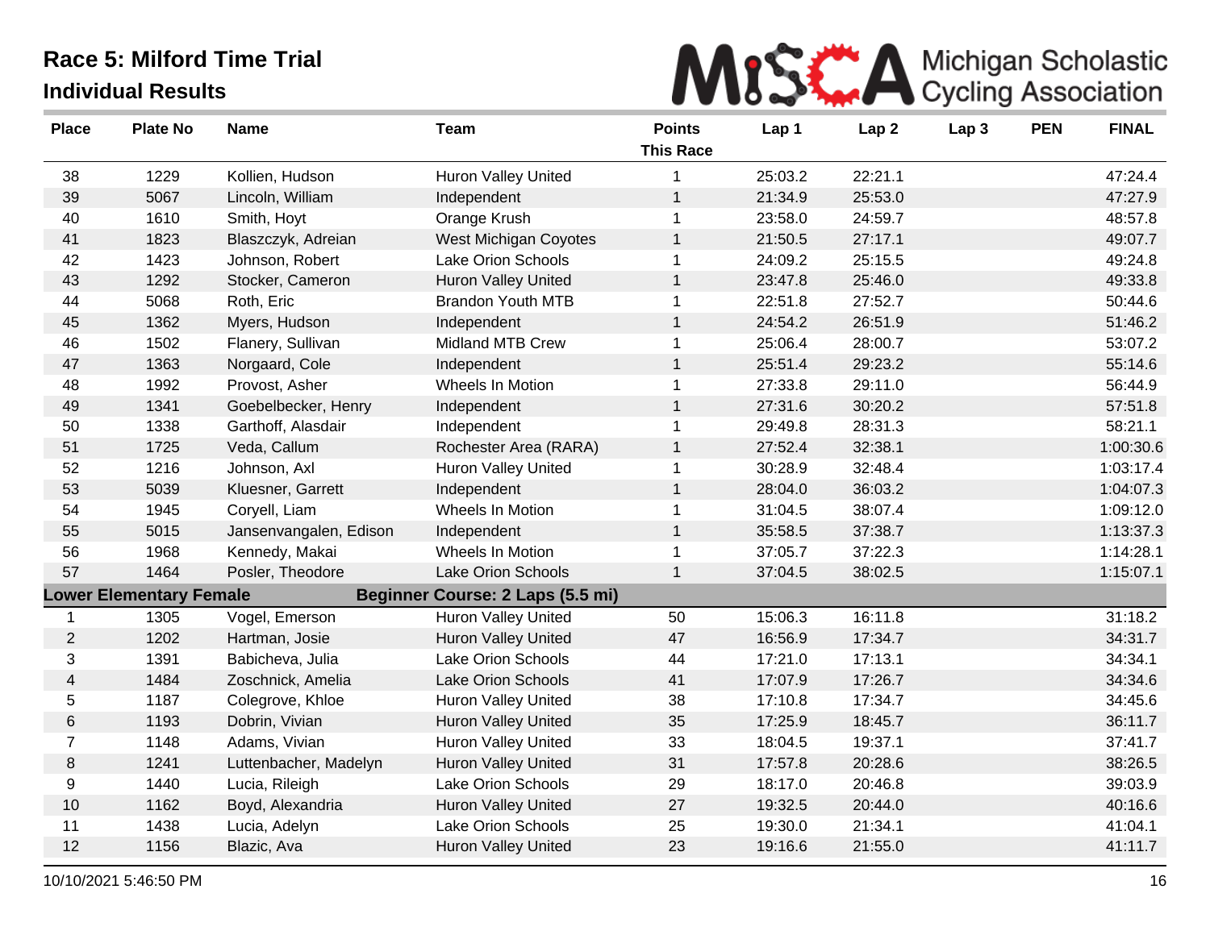# Race 5: Milford Time Trial

## Individual Results

Michigan Scholastic Cycling Association

| Place | Plate No | Name | Team | Points This Race | Lap 1 | Lap 2 | Lap 3 | PEN | FINAL |
|---|---|---|---|---|---|---|---|---|---|
| 38 | 1229 | Kollien, Hudson | Huron Valley United | 1 | 25:03.2 | 22:21.1 | | | 47:24.4 |
| 39 | 5067 | Lincoln, William | Independent | 1 | 21:34.9 | 25:53.0 | | | 47:27.9 |
| 40 | 1610 | Smith, Hoyt | Orange Krush | 1 | 23:58.0 | 24:59.7 | | | 48:57.8 |
| 41 | 1823 | Blaszczyk, Adreian | West Michigan Coyotes | 1 | 21:50.5 | 27:17.1 | | | 49:07.7 |
| 42 | 1423 | Johnson, Robert | Lake Orion Schools | 1 | 24:09.2 | 25:15.5 | | | 49:24.8 |
| 43 | 1292 | Stocker, Cameron | Huron Valley United | 1 | 23:47.8 | 25:46.0 | | | 49:33.8 |
| 44 | 5068 | Roth, Eric | Brandon Youth MTB | 1 | 22:51.8 | 27:52.7 | | | 50:44.6 |
| 45 | 1362 | Myers, Hudson | Independent | 1 | 24:54.2 | 26:51.9 | | | 51:46.2 |
| 46 | 1502 | Flanery, Sullivan | Midland MTB Crew | 1 | 25:06.4 | 28:00.7 | | | 53:07.2 |
| 47 | 1363 | Norgaard, Cole | Independent | 1 | 25:51.4 | 29:23.2 | | | 55:14.6 |
| 48 | 1992 | Provost, Asher | Wheels In Motion | 1 | 27:33.8 | 29:11.0 | | | 56:44.9 |
| 49 | 1341 | Goebelbecker, Henry | Independent | 1 | 27:31.6 | 30:20.2 | | | 57:51.8 |
| 50 | 1338 | Garthoff, Alasdair | Independent | 1 | 29:49.8 | 28:31.3 | | | 58:21.1 |
| 51 | 1725 | Veda, Callum | Rochester Area (RARA) | 1 | 27:52.4 | 32:38.1 | | | 1:00:30.6 |
| 52 | 1216 | Johnson, Axl | Huron Valley United | 1 | 30:28.9 | 32:48.4 | | | 1:03:17.4 |
| 53 | 5039 | Kluesner, Garrett | Independent | 1 | 28:04.0 | 36:03.2 | | | 1:04:07.3 |
| 54 | 1945 | Coryell, Liam | Wheels In Motion | 1 | 31:04.5 | 38:07.4 | | | 1:09:12.0 |
| 55 | 5015 | Jansenvangalen, Edison | Independent | 1 | 35:58.5 | 37:38.7 | | | 1:13:37.3 |
| 56 | 1968 | Kennedy, Makai | Wheels In Motion | 1 | 37:05.7 | 37:22.3 | | | 1:14:28.1 |
| 57 | 1464 | Posler, Theodore | Lake Orion Schools | 1 | 37:04.5 | 38:02.5 | | | 1:15:07.1 |
| **Lower Elementary Female** | | | **Beginner Course: 2 Laps (5.5 mi)** | | | | | | |
| 1 | 1305 | Vogel, Emerson | Huron Valley United | 50 | 15:06.3 | 16:11.8 | | | 31:18.2 |
| 2 | 1202 | Hartman, Josie | Huron Valley United | 47 | 16:56.9 | 17:34.7 | | | 34:31.7 |
| 3 | 1391 | Babicheva, Julia | Lake Orion Schools | 44 | 17:21.0 | 17:13.1 | | | 34:34.1 |
| 4 | 1484 | Zoschnick, Amelia | Lake Orion Schools | 41 | 17:07.9 | 17:26.7 | | | 34:34.6 |
| 5 | 1187 | Colegrove, Khloe | Huron Valley United | 38 | 17:10.8 | 17:34.7 | | | 34:45.6 |
| 6 | 1193 | Dobrin, Vivian | Huron Valley United | 35 | 17:25.9 | 18:45.7 | | | 36:11.7 |
| 7 | 1148 | Adams, Vivian | Huron Valley United | 33 | 18:04.5 | 19:37.1 | | | 37:41.7 |
| 8 | 1241 | Luttenbacher, Madelyn | Huron Valley United | 31 | 17:57.8 | 20:28.6 | | | 38:26.5 |
| 9 | 1440 | Lucia, Rileigh | Lake Orion Schools | 29 | 18:17.0 | 20:46.8 | | | 39:03.9 |
| 10 | 1162 | Boyd, Alexandria | Huron Valley United | 27 | 19:32.5 | 20:44.0 | | | 40:16.6 |
| 11 | 1438 | Lucia, Adelyn | Lake Orion Schools | 25 | 19:30.0 | 21:34.1 | | | 41:04.1 |
| 12 | 1156 | Blazic, Ava | Huron Valley United | 23 | 19:16.6 | 21:55.0 | | | 41:11.7 |

10/10/2021 5:46:50 PM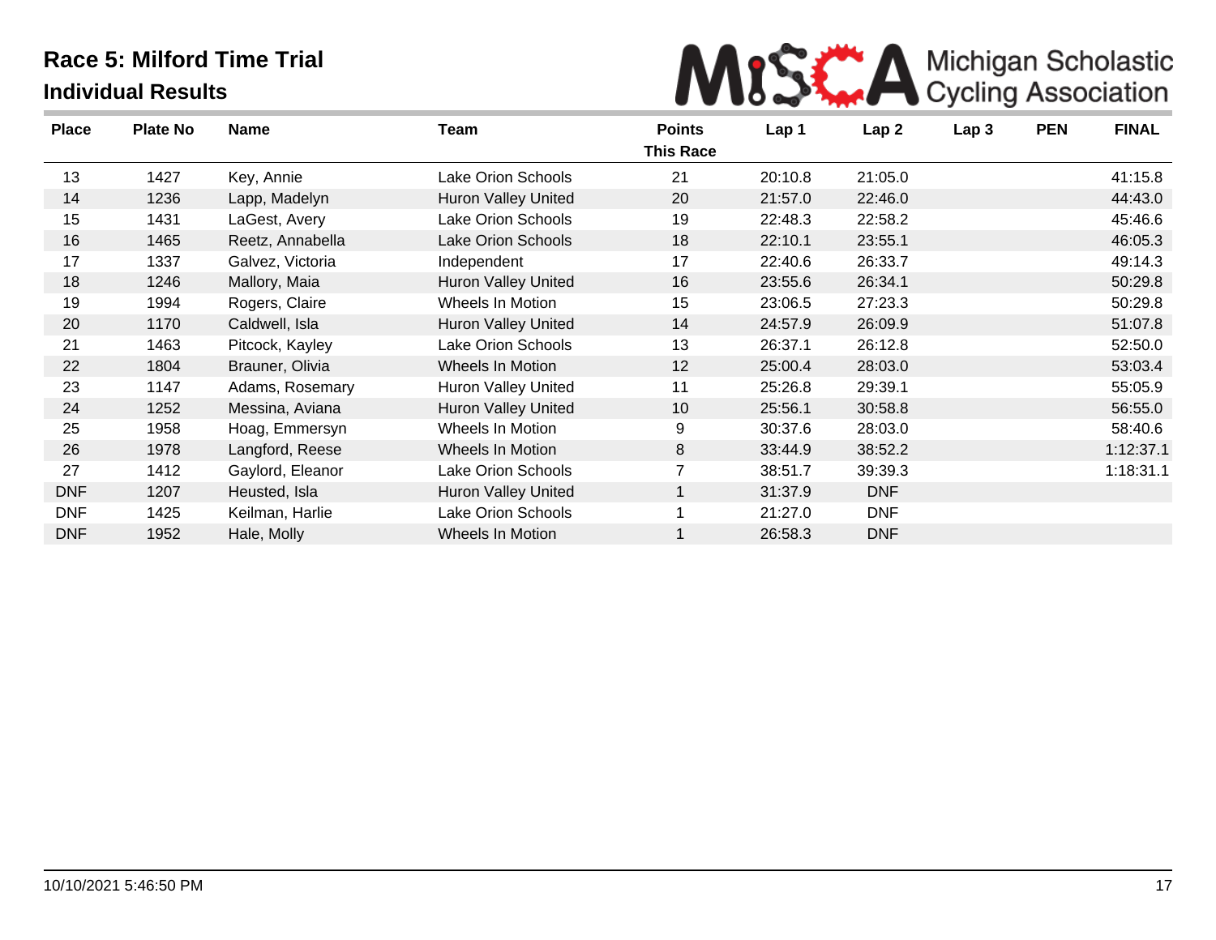# Race 5: Milford Time Trial

## Individual Results

Michigan Scholastic Cycling Association

| Place | Plate No | Name | Team | Points This Race | Lap 1 | Lap 2 | Lap 3 | PEN | FINAL |
|---|---|---|---|---|---|---|---|---|---|
| 13 | 1427 | Key, Annie | Lake Orion Schools | 21 | 20:10.8 | 21:05.0 | | | 41:15.8 |
| 14 | 1236 | Lapp, Madelyn | Huron Valley United | 20 | 21:57.0 | 22:46.0 | | | 44:43.0 |
| 15 | 1431 | LaGest, Avery | Lake Orion Schools | 19 | 22:48.3 | 22:58.2 | | | 45:46.6 |
| 16 | 1465 | Reetz, Annabella | Lake Orion Schools | 18 | 22:10.1 | 23:55.1 | | | 46:05.3 |
| 17 | 1337 | Galvez, Victoria | Independent | 17 | 22:40.6 | 26:33.7 | | | 49:14.3 |
| 18 | 1246 | Mallory, Maia | Huron Valley United | 16 | 23:55.6 | 26:34.1 | | | 50:29.8 |
| 19 | 1994 | Rogers, Claire | Wheels In Motion | 15 | 23:06.5 | 27:23.3 | | | 50:29.8 |
| 20 | 1170 | Caldwell, Isla | Huron Valley United | 14 | 24:57.9 | 26:09.9 | | | 51:07.8 |
| 21 | 1463 | Pitcock, Kayley | Lake Orion Schools | 13 | 26:37.1 | 26:12.8 | | | 52:50.0 |
| 22 | 1804 | Brauner, Olivia | Wheels In Motion | 12 | 25:00.4 | 28:03.0 | | | 53:03.4 |
| 23 | 1147 | Adams, Rosemary | Huron Valley United | 11 | 25:26.8 | 29:39.1 | | | 55:05.9 |
| 24 | 1252 | Messina, Aviana | Huron Valley United | 10 | 25:56.1 | 30:58.8 | | | 56:55.0 |
| 25 | 1958 | Hoag, Emmersyn | Wheels In Motion | 9 | 30:37.6 | 28:03.0 | | | 58:40.6 |
| 26 | 1978 | Langford, Reese | Wheels In Motion | 8 | 33:44.9 | 38:52.2 | | | 1:12:37.1 |
| 27 | 1412 | Gaylord, Eleanor | Lake Orion Schools | 7 | 38:51.7 | 39:39.3 | | | 1:18:31.1 |
| DNF | 1207 | Heusted, Isla | Huron Valley United | 1 | 31:37.9 | DNF | | | |
| DNF | 1425 | Keilman, Harlie | Lake Orion Schools | 1 | 21:27.0 | DNF | | | |
| DNF | 1952 | Hale, Molly | Wheels In Motion | 1 | 26:58.3 | DNF | | | |

10/10/2021 5:46:50 PM